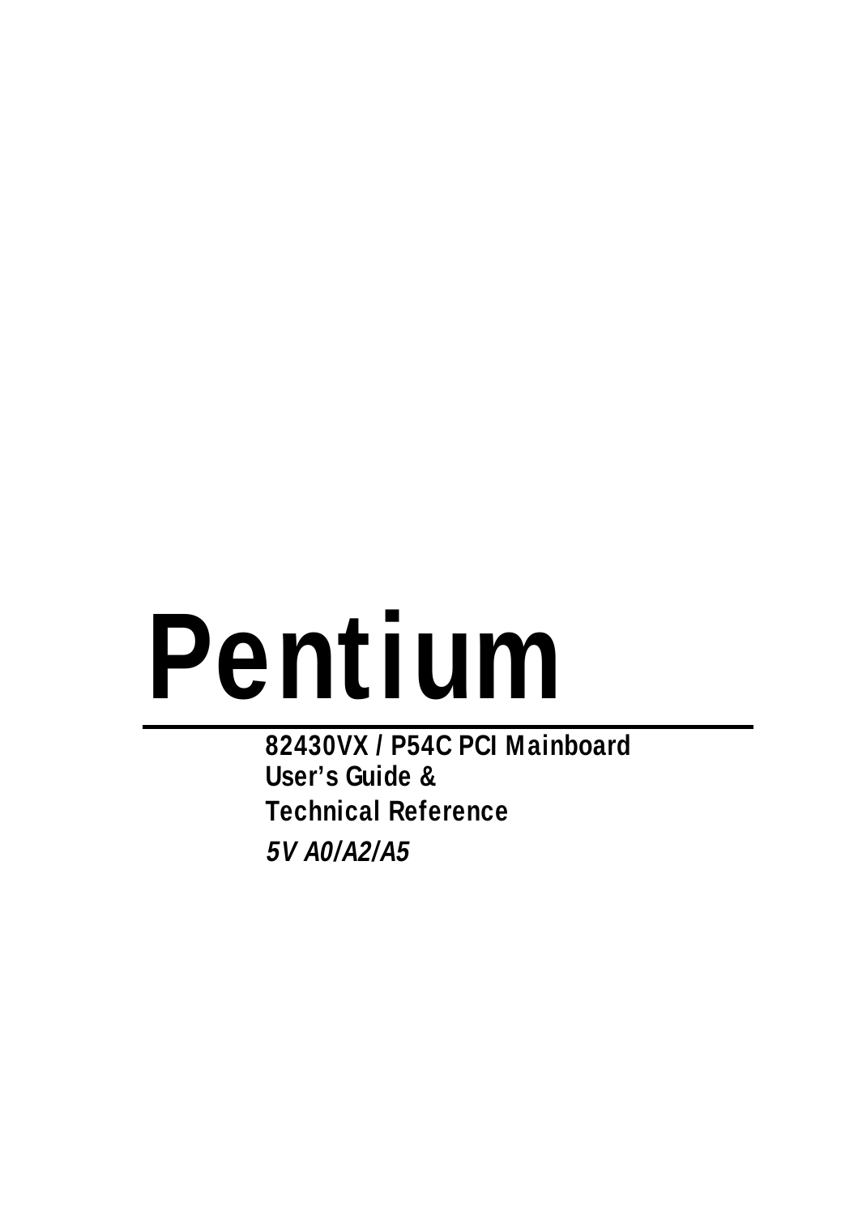# Pentium

---

**82430VX / P54C PCI Mainboard**
**User's Guide &**
**Technical Reference**

***5V A0/A2/A5***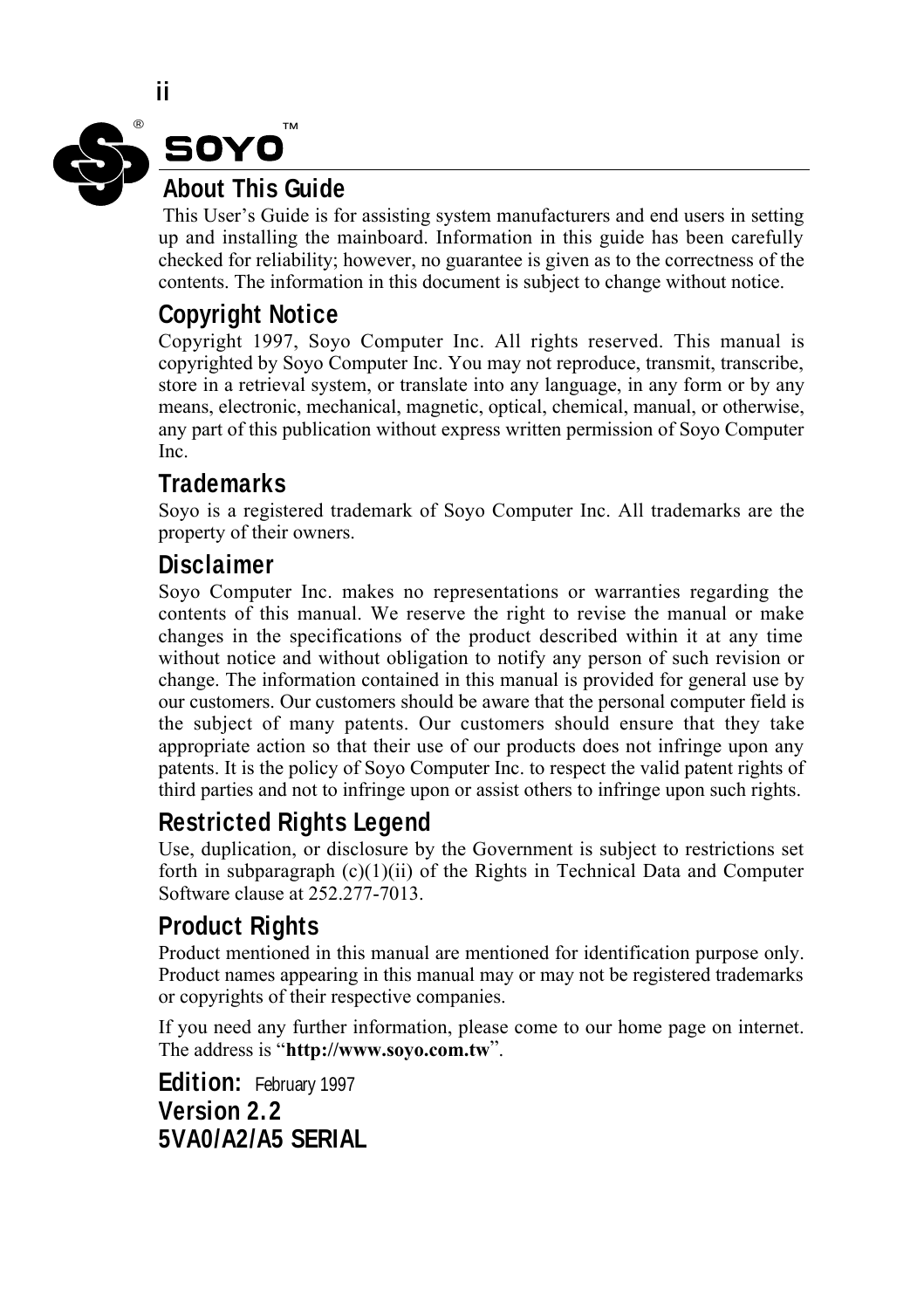## About This Guide

This User's Guide is for assisting system manufacturers and end users in setting up and installing the mainboard. Information in this guide has been carefully checked for reliability; however, no guarantee is given as to the correctness of the contents. The information in this document is subject to change without notice.

## Copyright Notice

Copyright 1997, Soyo Computer Inc. All rights reserved. This manual is copyrighted by Soyo Computer Inc. You may not reproduce, transmit, transcribe, store in a retrieval system, or translate into any language, in any form or by any means, electronic, mechanical, magnetic, optical, chemical, manual, or otherwise, any part of this publication without express written permission of Soyo Computer Inc.

## Trademarks

Soyo is a registered trademark of Soyo Computer Inc. All trademarks are the property of their owners.

## Disclaimer

Soyo Computer Inc. makes no representations or warranties regarding the contents of this manual. We reserve the right to revise the manual or make changes in the specifications of the product described within it at any time without notice and without obligation to notify any person of such revision or change. The information contained in this manual is provided for general use by our customers. Our customers should be aware that the personal computer field is the subject of many patents. Our customers should ensure that they take appropriate action so that their use of our products does not infringe upon any patents. It is the policy of Soyo Computer Inc. to respect the valid patent rights of third parties and not to infringe upon or assist others to infringe upon such rights.

## Restricted Rights Legend

Use, duplication, or disclosure by the Government is subject to restrictions set forth in subparagraph (c)(1)(ii) of the Rights in Technical Data and Computer Software clause at 252.277-7013.

## Product Rights

Product mentioned in this manual are mentioned for identification purpose only. Product names appearing in this manual may or may not be registered trademarks or copyrights of their respective companies.

If you need any further information, please come to our home page on internet. The address is "**http://www.soyo.com.tw**".

**Edition:** February 1997
**Version 2.2**
**5VA0/A2/A5 SERIAL**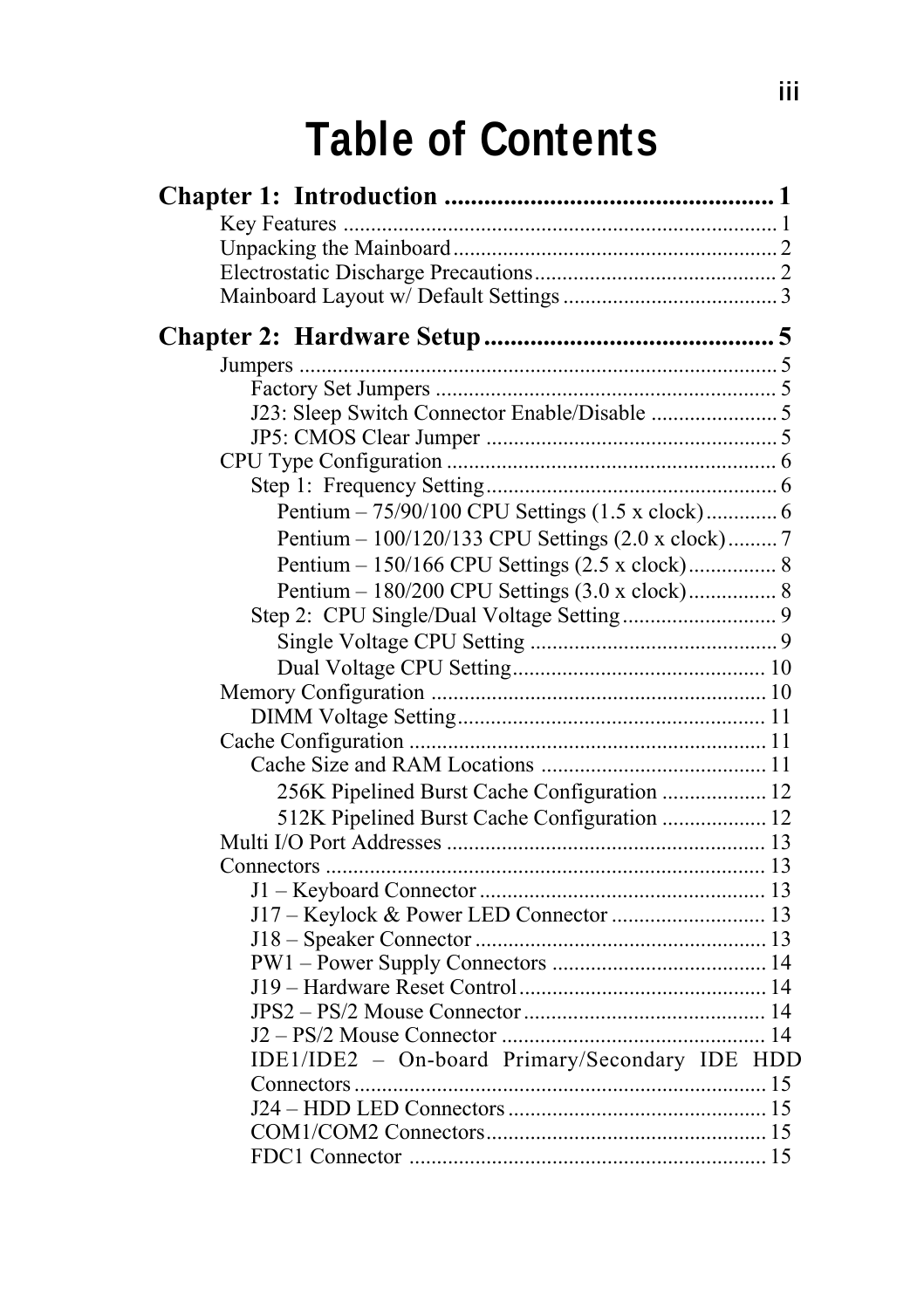# Table of Contents

**Chapter 1: Introduction .................................................. 1**

Key Features ................................................................................ 1
Unpacking the Mainboard ........................................................... 2
Electrostatic Discharge Precautions ............................................ 2
Mainboard Layout w/ Default Settings ....................................... 3

**Chapter 2: Hardware Setup ............................................ 5**

Jumpers ....................................................................................... 5
- Factory Set Jumpers ............................................................. 5
- J23: Sleep Switch Connector Enable/Disable ....................... 5
- JP5: CMOS Clear Jumper ..................................................... 5

CPU Type Configuration ............................................................ 6
- Step 1: Frequency Setting ..................................................... 6
  - Pentium – 75/90/100 CPU Settings (1.5 x clock) ............. 6
  - Pentium – 100/120/133 CPU Settings (2.0 x clock) ......... 7
  - Pentium – 150/166 CPU Settings (2.5 x clock) ................ 8
  - Pentium – 180/200 CPU Settings (3.0 x clock) ................ 8
- Step 2: CPU Single/Dual Voltage Setting ............................ 9
  - Single Voltage CPU Setting ............................................. 9
  - Dual Voltage CPU Setting .............................................. 10

Memory Configuration ............................................................. 10
- DIMM Voltage Setting ........................................................ 11

Cache Configuration ................................................................. 11
- Cache Size and RAM Locations ......................................... 11
  - 256K Pipelined Burst Cache Configuration ................... 12
  - 512K Pipelined Burst Cache Configuration ................... 12

Multi I/O Port Addresses .......................................................... 13

Connectors ................................................................................ 13
- J1 – Keyboard Connector .................................................... 13
- J17 – Keylock & Power LED Connector ............................ 13
- J18 – Speaker Connector ..................................................... 13
- PW1 – Power Supply Connectors ....................................... 14
- J19 – Hardware Reset Control ............................................. 14
- JPS2 – PS/2 Mouse Connector ............................................ 14
- J2 – PS/2 Mouse Connector ................................................ 14
- IDE1/IDE2 – On-board Primary/Secondary IDE HDD Connectors ........................................................................... 15
- J24 – HDD LED Connectors ............................................... 15
- COM1/COM2 Connectors ................................................... 15
- FDC1 Connector ................................................................. 15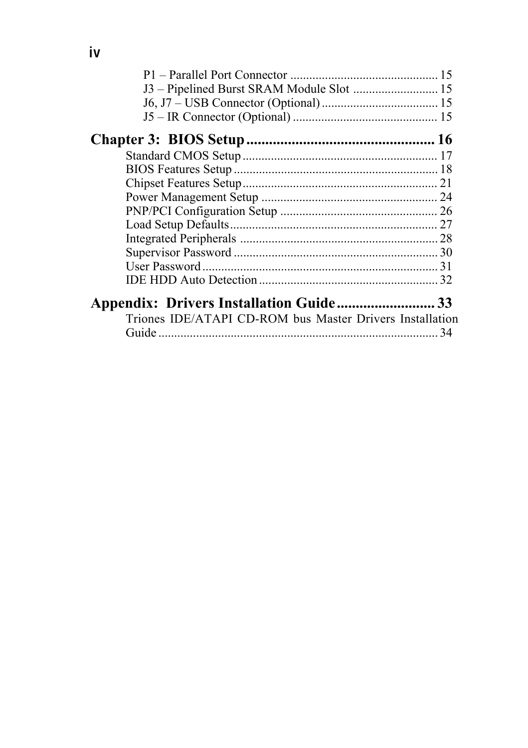P1 – Parallel Port Connector .............................................. 15
J3 – Pipelined Burst SRAM Module Slot .......................... 15
J6, J7 – USB Connector (Optional) .................................... 15
J5 – IR Connector (Optional) ............................................. 15

**Chapter 3: BIOS Setup .................................................. 16**

Standard CMOS Setup ............................................................. 17
BIOS Features Setup ................................................................ 18
Chipset Features Setup ............................................................. 21
Power Management Setup ........................................................ 24
PNP/PCI Configuration Setup ................................................. 26
Load Setup Defaults ................................................................. 27
Integrated Peripherals .............................................................. 28
Supervisor Password ................................................................ 30
User Password .......................................................................... 31
IDE HDD Auto Detection ........................................................ 32

**Appendix: Drivers Installation Guide .......................... 33**

Triones IDE/ATAPI CD-ROM bus Master Drivers Installation Guide ........................................................................................ 34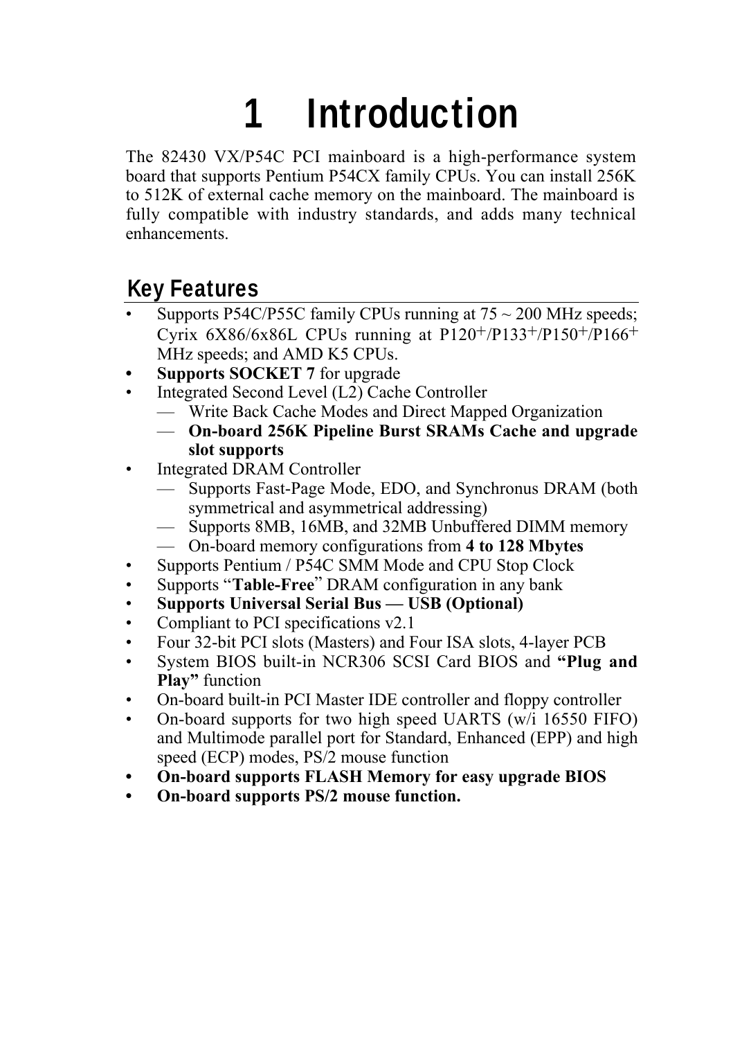# 1 Introduction

The 82430 VX/P54C PCI mainboard is a high-performance system board that supports Pentium P54CX family CPUs. You can install 256K to 512K of external cache memory on the mainboard. The mainboard is fully compatible with industry standards, and adds many technical enhancements.

## Key Features

- Supports P54C/P55C family CPUs running at 75 ~ 200 MHz speeds; Cyrix 6X86/6x86L CPUs running at P120+/P133+/P150+/P166+ MHz speeds; and AMD K5 CPUs.
- **Supports SOCKET 7** for upgrade
- Integrated Second Level (L2) Cache Controller
  - Write Back Cache Modes and Direct Mapped Organization
  - **On-board 256K Pipeline Burst SRAMs Cache and upgrade slot supports**
- Integrated DRAM Controller
  - Supports Fast-Page Mode, EDO, and Synchronus DRAM (both symmetrical and asymmetrical addressing)
  - Supports 8MB, 16MB, and 32MB Unbuffered DIMM memory
  - On-board memory configurations from **4 to 128 Mbytes**
- Supports Pentium / P54C SMM Mode and CPU Stop Clock
- Supports "**Table-Free**" DRAM configuration in any bank
- **Supports Universal Serial Bus — USB (Optional)**
- Compliant to PCI specifications v2.1
- Four 32-bit PCI slots (Masters) and Four ISA slots, 4-layer PCB
- System BIOS built-in NCR306 SCSI Card BIOS and **"Plug and Play"** function
- On-board built-in PCI Master IDE controller and floppy controller
- On-board supports for two high speed UARTS (w/i 16550 FIFO) and Multimode parallel port for Standard, Enhanced (EPP) and high speed (ECP) modes, PS/2 mouse function
- **On-board supports FLASH Memory for easy upgrade BIOS**
- **On-board supports PS/2 mouse function.**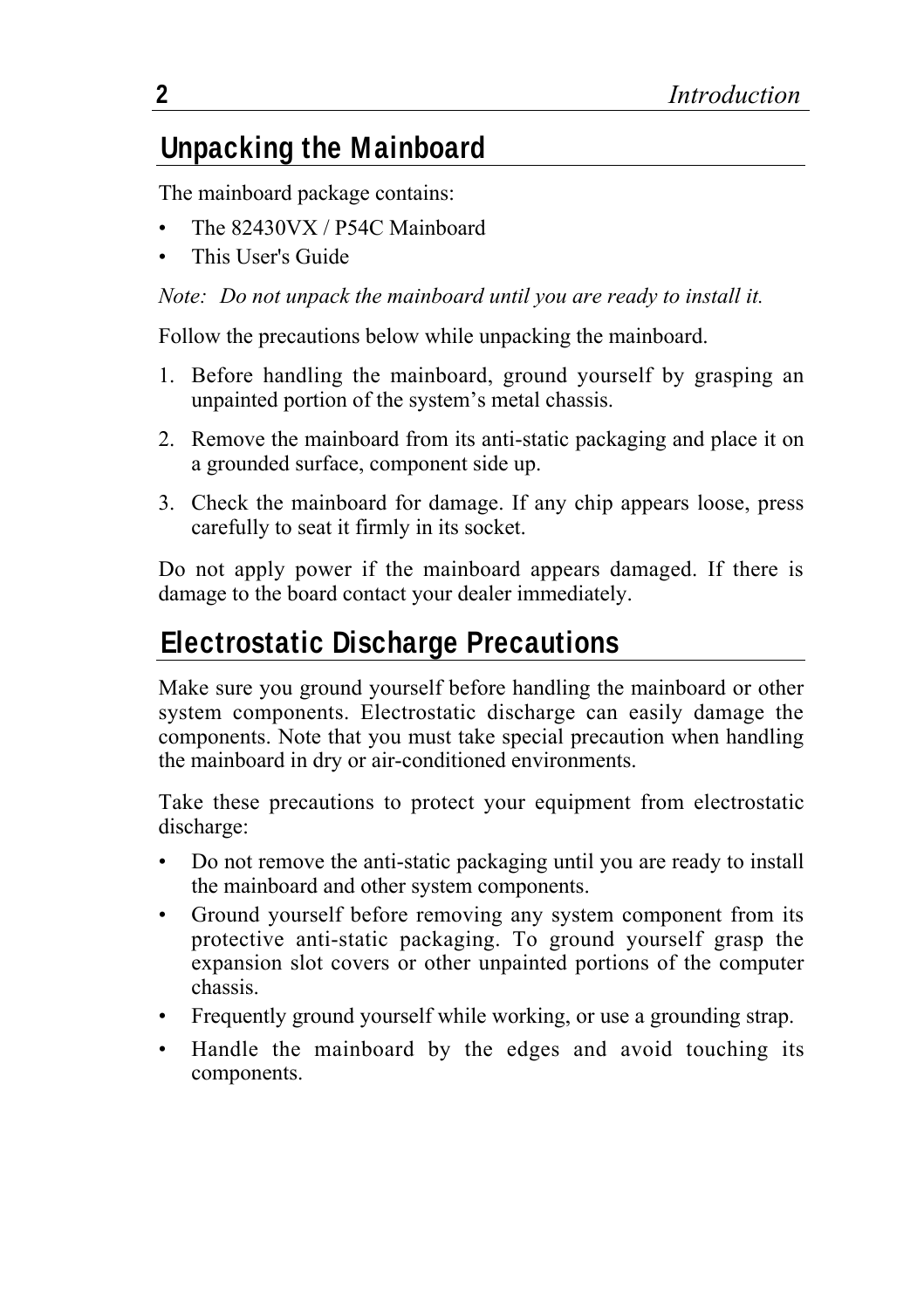## Unpacking the Mainboard

The mainboard package contains:

- The 82430VX / P54C Mainboard
- This User's Guide

*Note: Do not unpack the mainboard until you are ready to install it.*

Follow the precautions below while unpacking the mainboard.

1. Before handling the mainboard, ground yourself by grasping an unpainted portion of the system's metal chassis.
2. Remove the mainboard from its anti-static packaging and place it on a grounded surface, component side up.
3. Check the mainboard for damage. If any chip appears loose, press carefully to seat it firmly in its socket.

Do not apply power if the mainboard appears damaged. If there is damage to the board contact your dealer immediately.

## Electrostatic Discharge Precautions

Make sure you ground yourself before handling the mainboard or other system components. Electrostatic discharge can easily damage the components. Note that you must take special precaution when handling the mainboard in dry or air-conditioned environments.

Take these precautions to protect your equipment from electrostatic discharge:

- Do not remove the anti-static packaging until you are ready to install the mainboard and other system components.
- Ground yourself before removing any system component from its protective anti-static packaging. To ground yourself grasp the expansion slot covers or other unpainted portions of the computer chassis.
- Frequently ground yourself while working, or use a grounding strap.
- Handle the mainboard by the edges and avoid touching its components.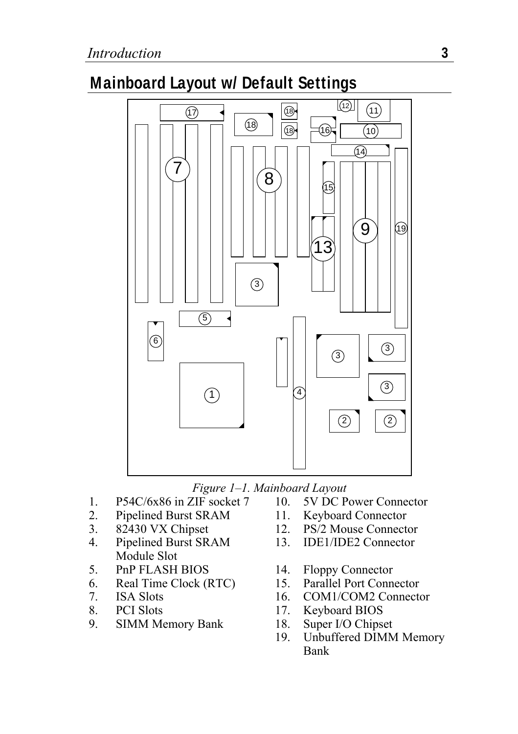## Mainboard Layout w/ Default Settings

*Figure 1–1. Mainboard Layout*

1. P54C/6x86 in ZIF socket 7
2. Pipelined Burst SRAM
3. 82430 VX Chipset
4. Pipelined Burst SRAM Module Slot
5. PnP FLASH BIOS
6. Real Time Clock (RTC)
7. ISA Slots
8. PCI Slots
9. SIMM Memory Bank
10. 5V DC Power Connector
11. Keyboard Connector
12. PS/2 Mouse Connector
13. IDE1/IDE2 Connector
14. Floppy Connector
15. Parallel Port Connector
16. COM1/COM2 Connector
17. Keyboard BIOS
18. Super I/O Chipset
19. Unbuffered DIMM Memory Bank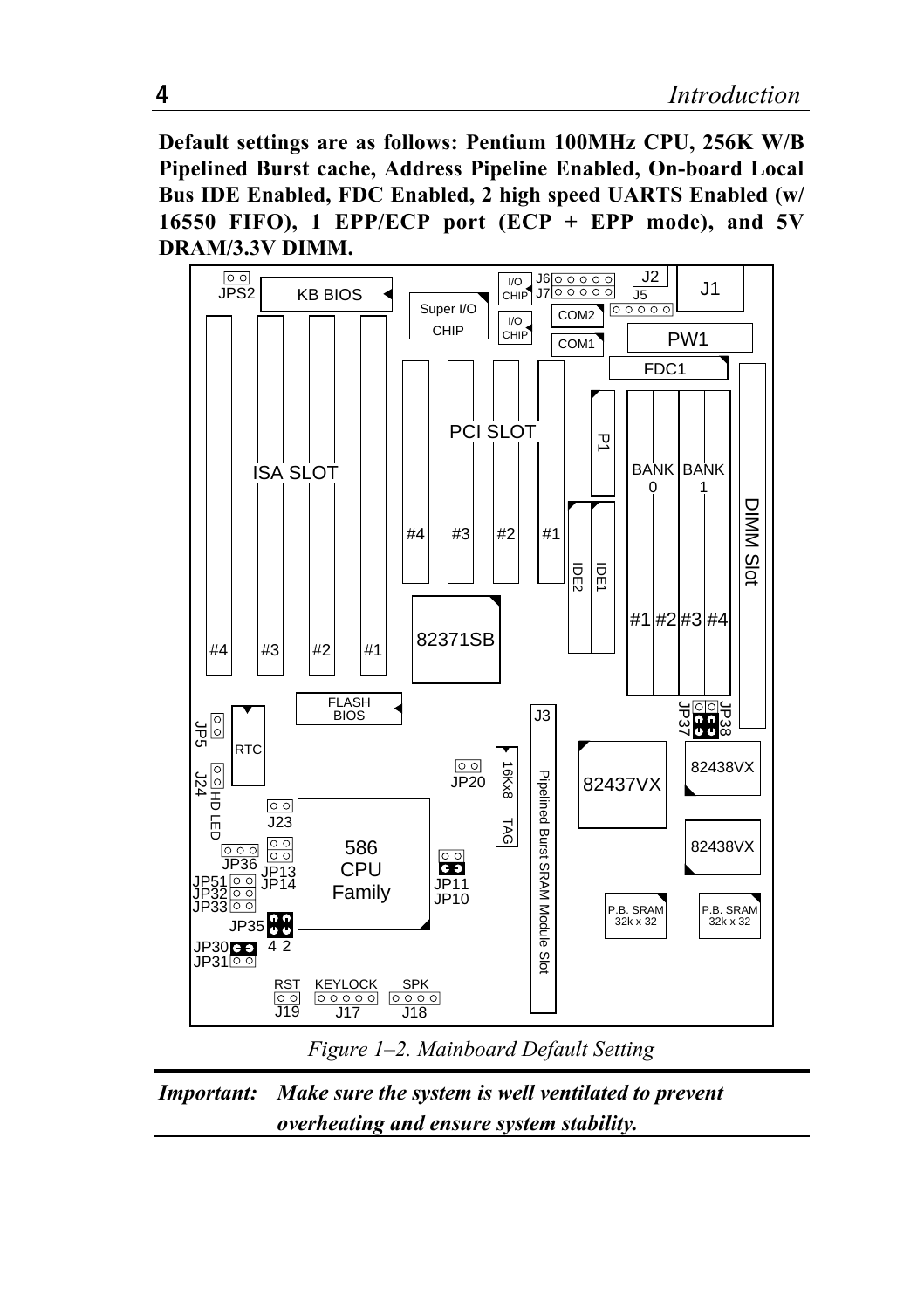**Default settings are as follows: Pentium 100MHz CPU, 256K W/B Pipelined Burst cache, Address Pipeline Enabled, On-board Local Bus IDE Enabled, FDC Enabled, 2 high speed UARTS Enabled (w/ 16550 FIFO), 1 EPP/ECP port (ECP + EPP mode), and 5V DRAM/3.3V DIMM.**

*Figure 1–2. Mainboard Default Setting*

---

***Important:*** ***Make sure the system is well ventilated to prevent overheating and ensure system stability.***

---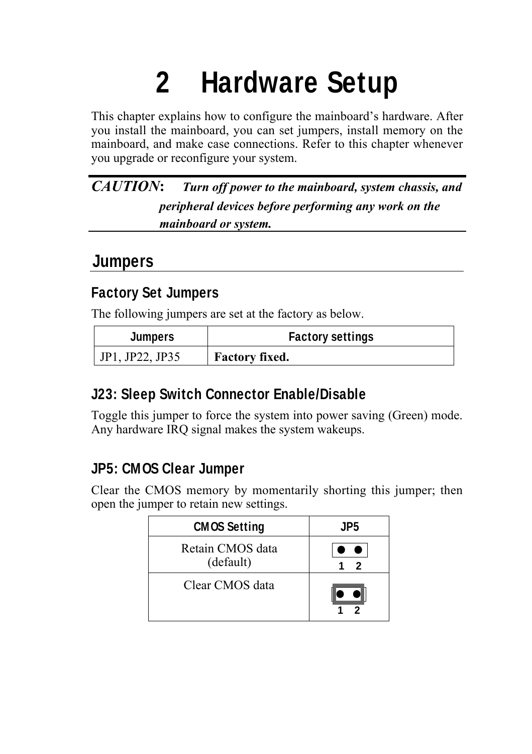# 2 Hardware Setup

This chapter explains how to configure the mainboard's hardware. After you install the mainboard, you can set jumpers, install memory on the mainboard, and make case connections. Refer to this chapter whenever you upgrade or reconfigure your system.

***CAUTION*: *Turn off power to the mainboard, system chassis, and peripheral devices before performing any work on the mainboard or system.***

## Jumpers

### Factory Set Jumpers

The following jumpers are set at the factory as below.

| Jumpers | Factory settings |
|---|---|
| JP1, JP22, JP35 | **Factory fixed.** |

### J23: Sleep Switch Connector Enable/Disable

Toggle this jumper to force the system into power saving (Green) mode. Any hardware IRQ signal makes the system wakeups.

### JP5: CMOS Clear Jumper

Clear the CMOS memory by momentarily shorting this jumper; then open the jumper to retain new settings.

| CMOS Setting | JP5 |
|---|---|
| Retain CMOS data (default) | 1 2 (open) |
| Clear CMOS data | 1 2 (shorted) |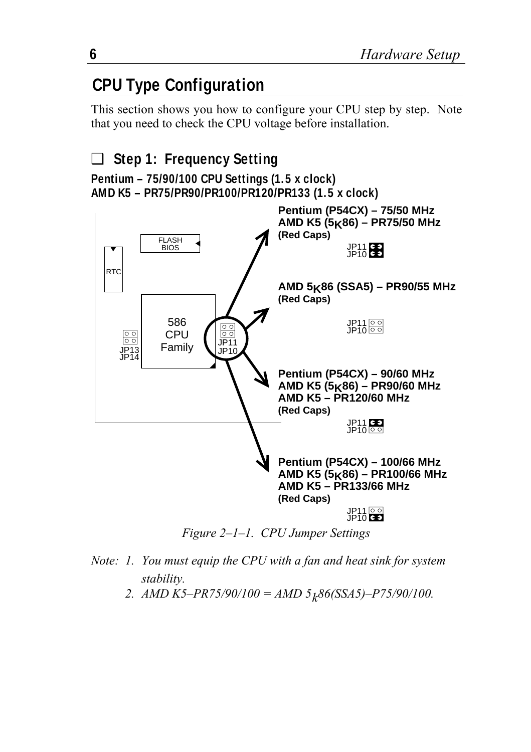## CPU Type Configuration

This section shows you how to configure your CPU step by step. Note that you need to check the CPU voltage before installation.

### ❑ Step 1: Frequency Setting

**Pentium – 75/90/100 CPU Settings (1.5 x clock)**
**AMD K5 – PR75/PR90/PR100/PR120/PR133 (1.5 x clock)**

**Pentium (P54CX) – 75/50 MHz**
**AMD K5 ($5_K$86) – PR75/50 MHz**
**(Red Caps)**

JP11 (closed)
JP10 (closed)

**AMD $5_K$86 (SSA5) – PR90/55 MHz**
**(Red Caps)**

JP11 (open)
JP10 (open)

**Pentium (P54CX) – 90/60 MHz**
**AMD K5 ($5_K$86) – PR90/60 MHz**
**AMD K5 – PR120/60 MHz**
**(Red Caps)**

JP11 (closed)
JP10 (open)

**Pentium (P54CX) – 100/66 MHz**
**AMD K5 ($5_K$86) – PR100/66 MHz**
**AMD K5 – PR133/66 MHz**
**(Red Caps)**

JP11 (open)
JP10 (closed)

*Figure 2–1–1. CPU Jumper Settings*

*Note: 1. You must equip the CPU with a fan and heat sink for system stability.*

*2. AMD K5–PR75/90/100 = AMD $5_k$86(SSA5)–P75/90/100.*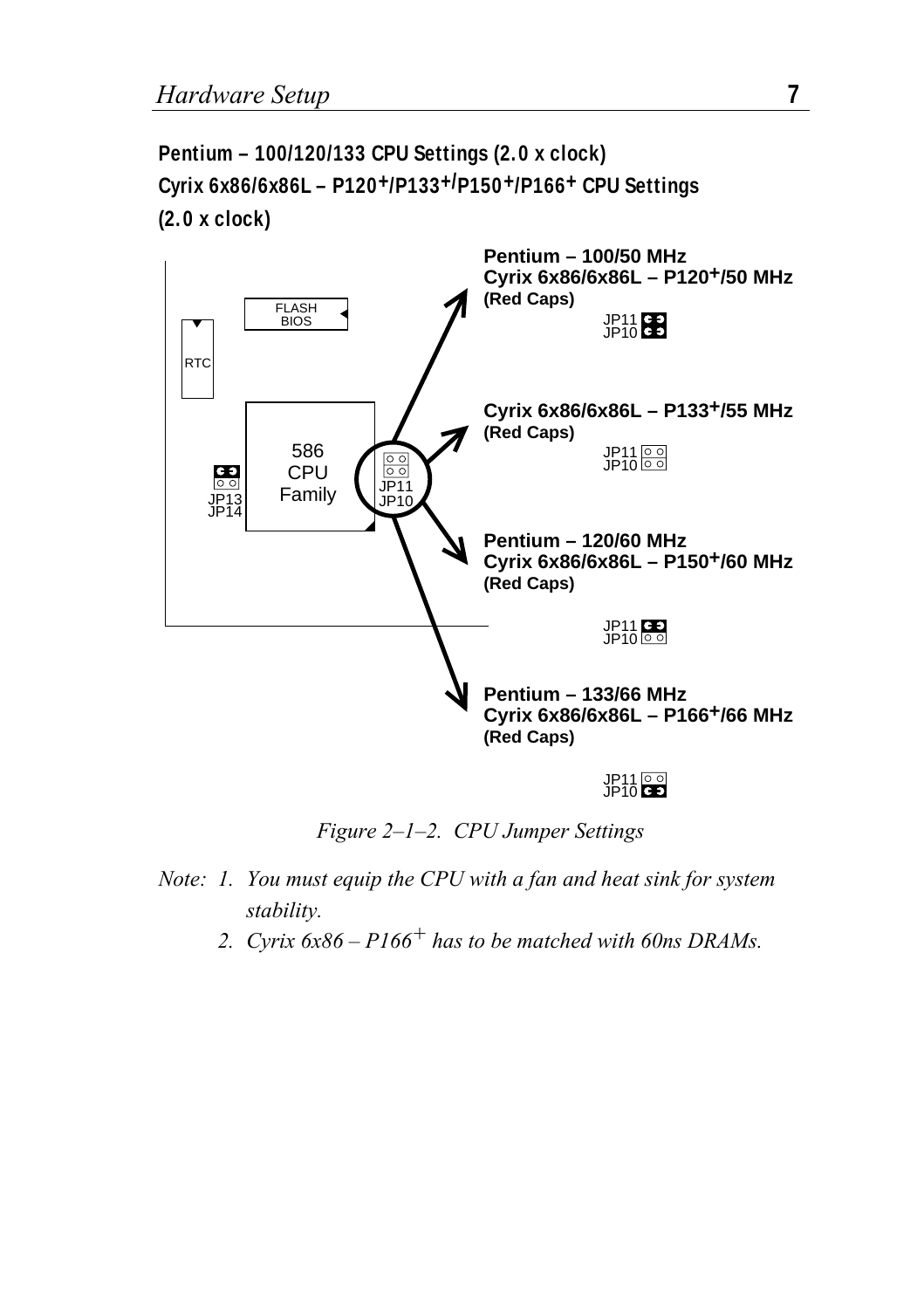**Pentium – 100/120/133 CPU Settings (2.0 x clock)**
**Cyrix 6x86/6x86L – P120+/P133+/P150+/P166+ CPU Settings (2.0 x clock)**

**Pentium – 100/50 MHz**
**Cyrix 6x86/6x86L – P120+/50 MHz**
**(Red Caps)**

**Cyrix 6x86/6x86L – P133+/55 MHz**
**(Red Caps)**

**Pentium – 120/60 MHz**
**Cyrix 6x86/6x86L – P150+/60 MHz**
**(Red Caps)**

**Pentium – 133/66 MHz**
**Cyrix 6x86/6x86L – P166+/66 MHz**
**(Red Caps)**

*Figure 2–1–2. CPU Jumper Settings*

*Note: 1. You must equip the CPU with a fan and heat sink for system stability.*

*2. Cyrix 6x86 – P166+ has to be matched with 60ns DRAMs.*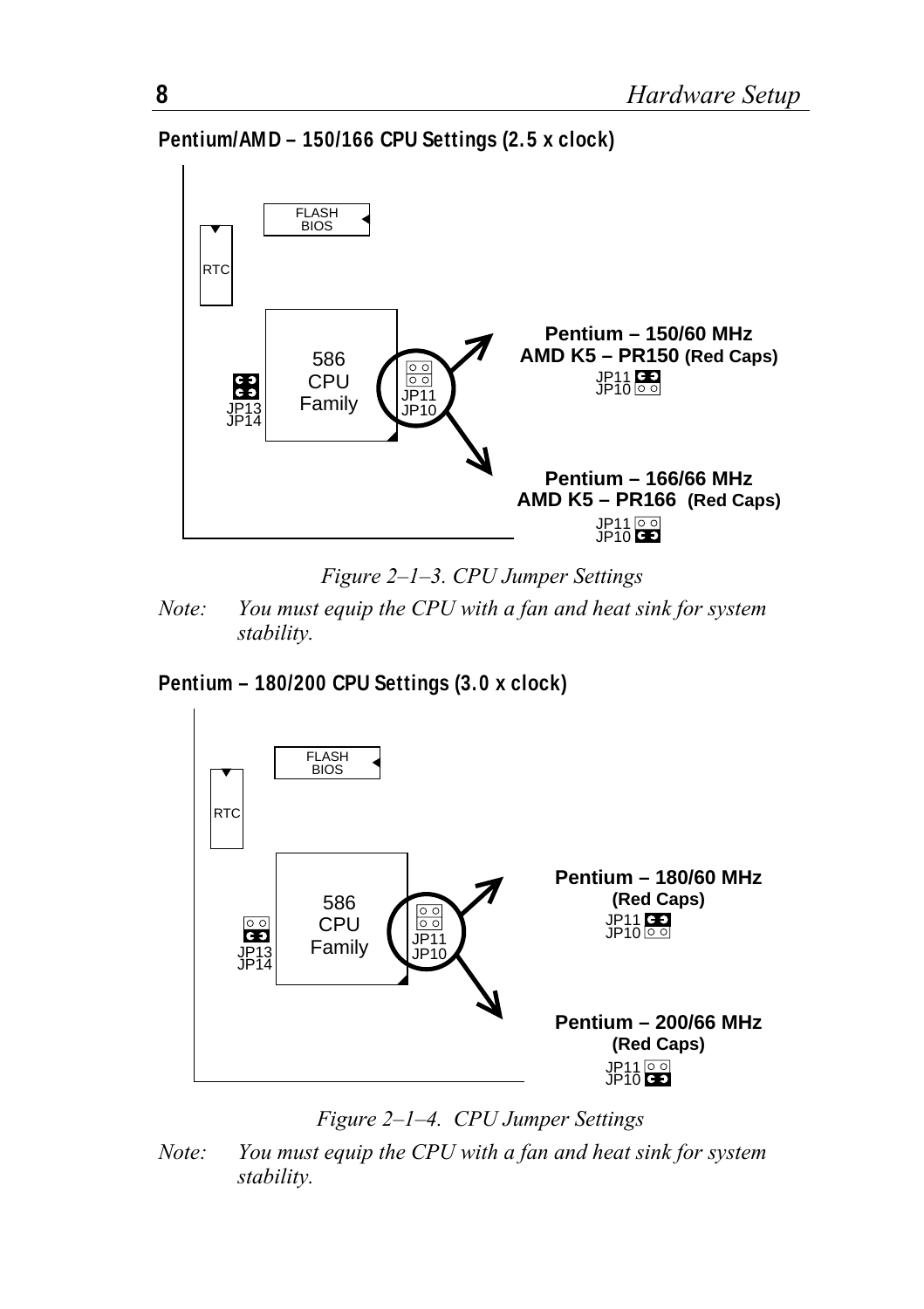## Pentium/AMD – 150/166 CPU Settings (2.5 x clock)

FLASH BIOS

RTC

586 CPU Family

JP13
JP14

JP11
JP10

**Pentium – 150/60 MHz**
**AMD K5 – PR150 (Red Caps)**
JP11
JP10

**Pentium – 166/66 MHz**
**AMD K5 – PR166 (Red Caps)**
JP11
JP10

*Figure 2–1–3. CPU Jumper Settings*

*Note: You must equip the CPU with a fan and heat sink for system stability.*

## Pentium – 180/200 CPU Settings (3.0 x clock)

FLASH BIOS

RTC

586 CPU Family

JP13
JP14

JP11
JP10

**Pentium – 180/60 MHz**
**(Red Caps)**
JP11
JP10

**Pentium – 200/66 MHz**
**(Red Caps)**
JP11
JP10

*Figure 2–1–4. CPU Jumper Settings*

*Note: You must equip the CPU with a fan and heat sink for system stability.*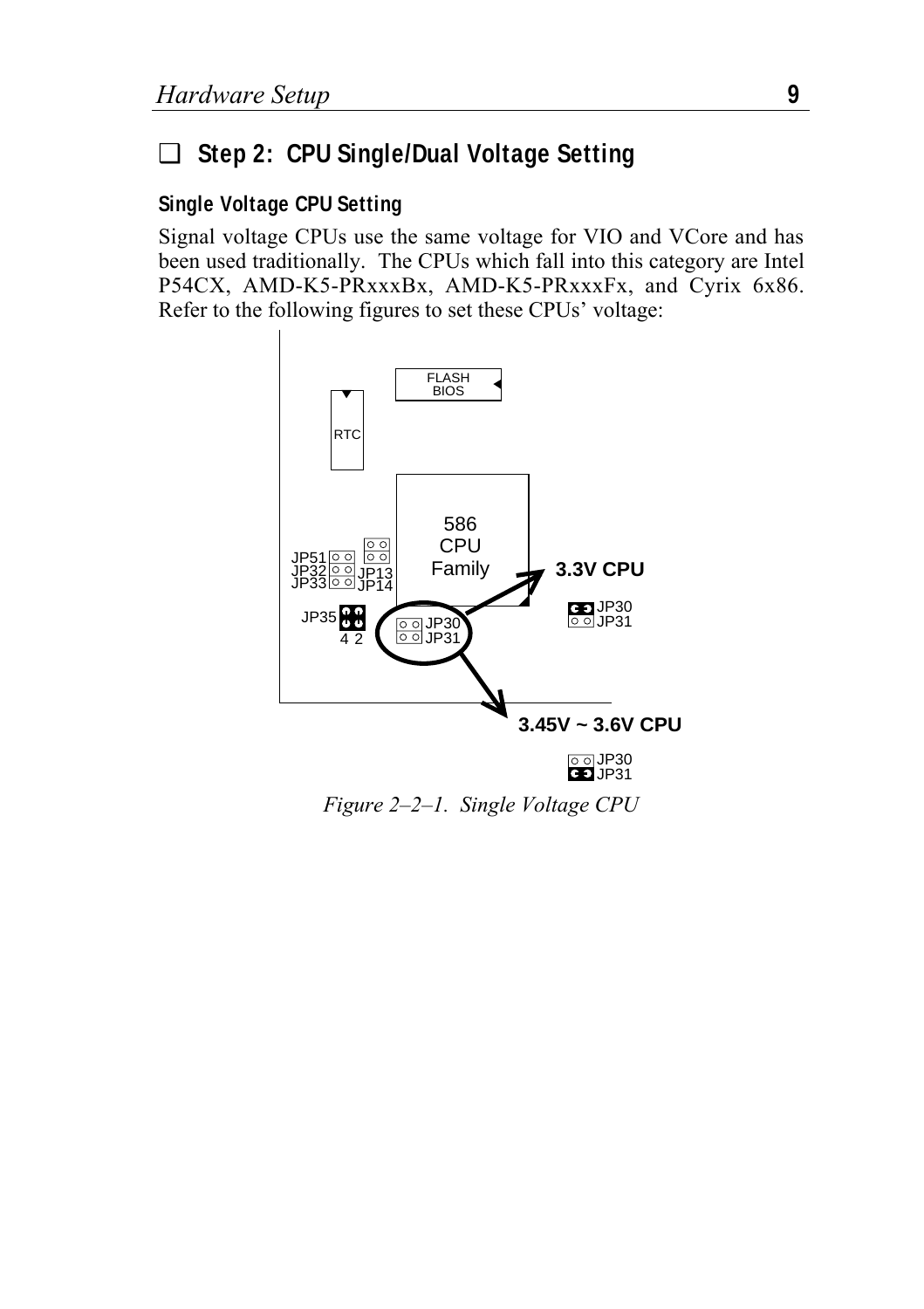## ❑ Step 2: CPU Single/Dual Voltage Setting

### Single Voltage CPU Setting

Signal voltage CPUs use the same voltage for VIO and VCore and has been used traditionally. The CPUs which fall into this category are Intel P54CX, AMD-K5-PRxxxBx, AMD-K5-PRxxxFx, and Cyrix 6x86. Refer to the following figures to set these CPUs' voltage:

FLASH BIOS

RTC

586 CPU Family

JP51 JP32 JP33 JP13 JP14

JP35 4 2

JP30 JP31

3.3V CPU

JP30 JP31

3.45V ~ 3.6V CPU

JP30 JP31

*Figure 2–2–1. Single Voltage CPU*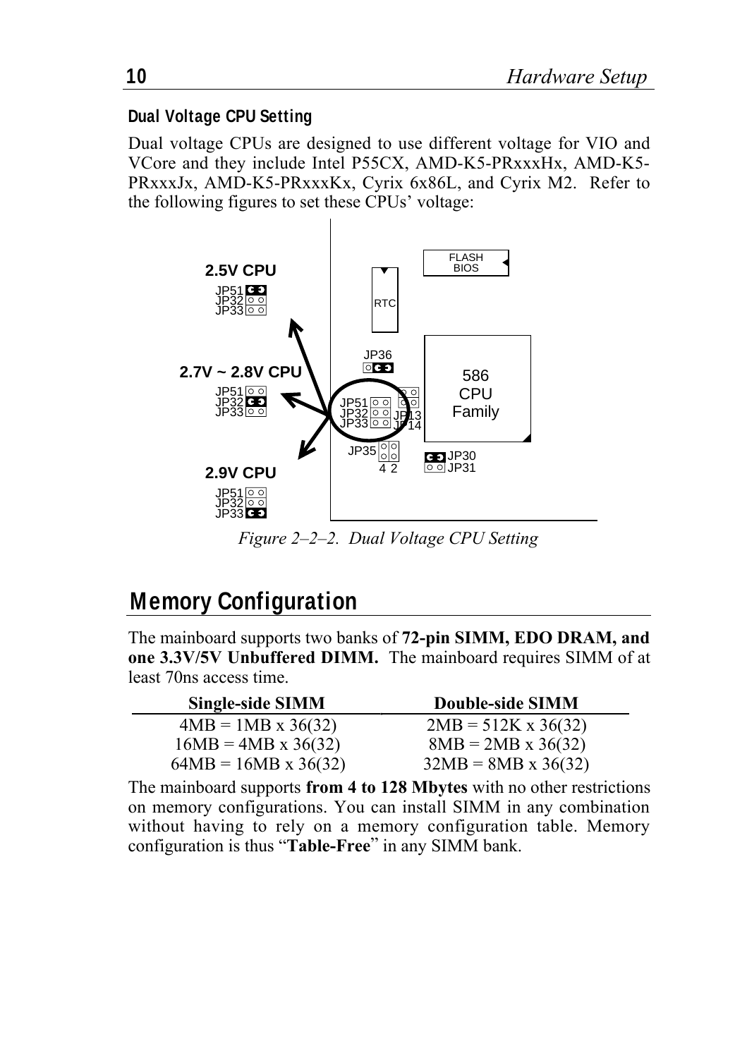### Dual Voltage CPU Setting

Dual voltage CPUs are designed to use different voltage for VIO and VCore and they include Intel P55CX, AMD-K5-PRxxxHx, AMD-K5-PRxxxJx, AMD-K5-PRxxxKx, Cyrix 6x86L, and Cyrix M2. Refer to the following figures to set these CPUs' voltage:

*Figure 2–2–2. Dual Voltage CPU Setting*

## Memory Configuration

The mainboard supports two banks of **72-pin SIMM, EDO DRAM, and one 3.3V/5V Unbuffered DIMM.** The mainboard requires SIMM of at least 70ns access time.

| Single-side SIMM | Double-side SIMM |
|---|---|
| 4MB = 1MB x 36(32) | 2MB = 512K x 36(32) |
| 16MB = 4MB x 36(32) | 8MB = 2MB x 36(32) |
| 64MB = 16MB x 36(32) | 32MB = 8MB x 36(32) |

The mainboard supports **from 4 to 128 Mbytes** with no other restrictions on memory configurations. You can install SIMM in any combination without having to rely on a memory configuration table. Memory configuration is thus "**Table-Free**" in any SIMM bank.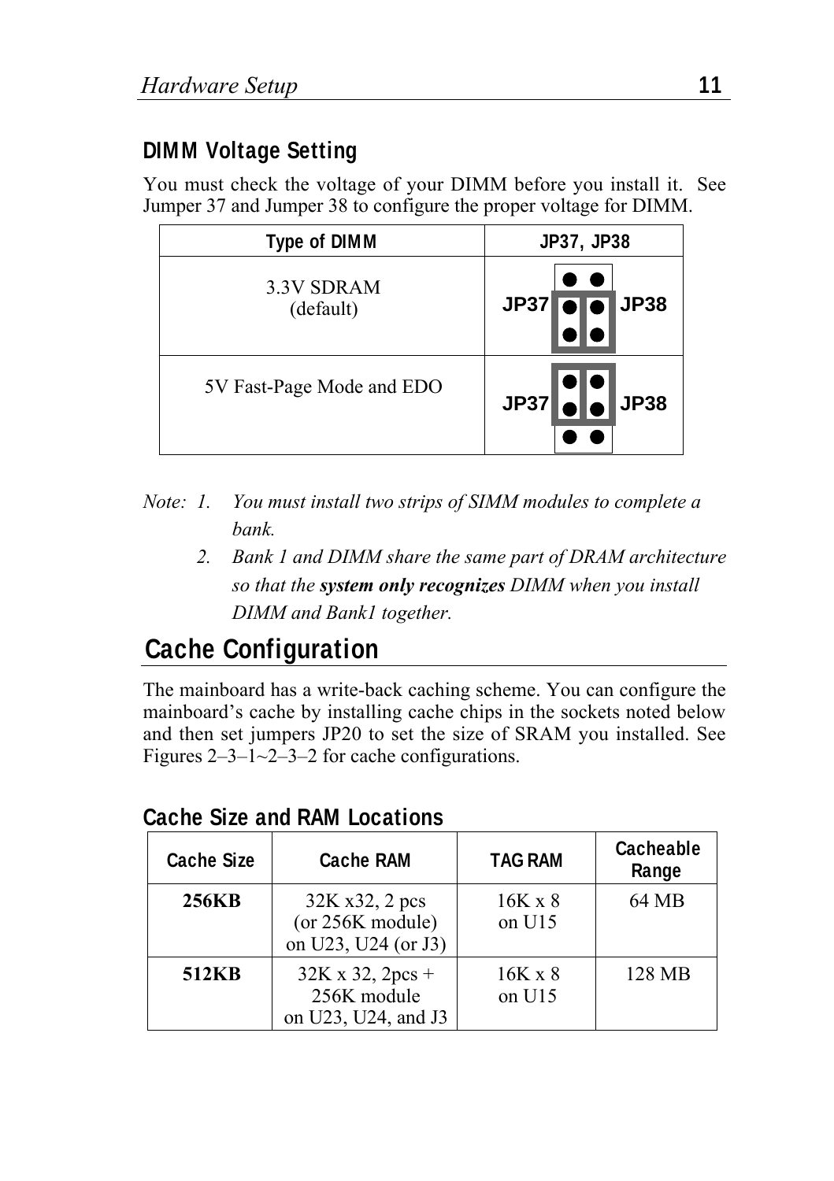## DIMM Voltage Setting

You must check the voltage of your DIMM before you install it. See Jumper 37 and Jumper 38 to configure the proper voltage for DIMM.

| Type of DIMM | JP37, JP38 |
|---|---|
| 3.3V SDRAM (default) | JP37 JP38 |
| 5V Fast-Page Mode and EDO | JP37 JP38 |

*Note: 1. You must install two strips of SIMM modules to complete a bank.*

*2. Bank 1 and DIMM share the same part of DRAM architecture so that the* ***system only recognizes*** *DIMM when you install DIMM and Bank1 together.*

# Cache Configuration

The mainboard has a write-back caching scheme. You can configure the mainboard's cache by installing cache chips in the sockets noted below and then set jumpers JP20 to set the size of SRAM you installed. See Figures 2–3–1~2–3–2 for cache configurations.

### Cache Size and RAM Locations

| Cache Size | Cache RAM | TAG RAM | Cacheable Range |
|---|---|---|---|
| **256KB** | 32K x32, 2 pcs (or 256K module) on U23, U24 (or J3) | 16K x 8 on U15 | 64 MB |
| **512KB** | 32K x 32, 2pcs + 256K module on U23, U24, and J3 | 16K x 8 on U15 | 128 MB |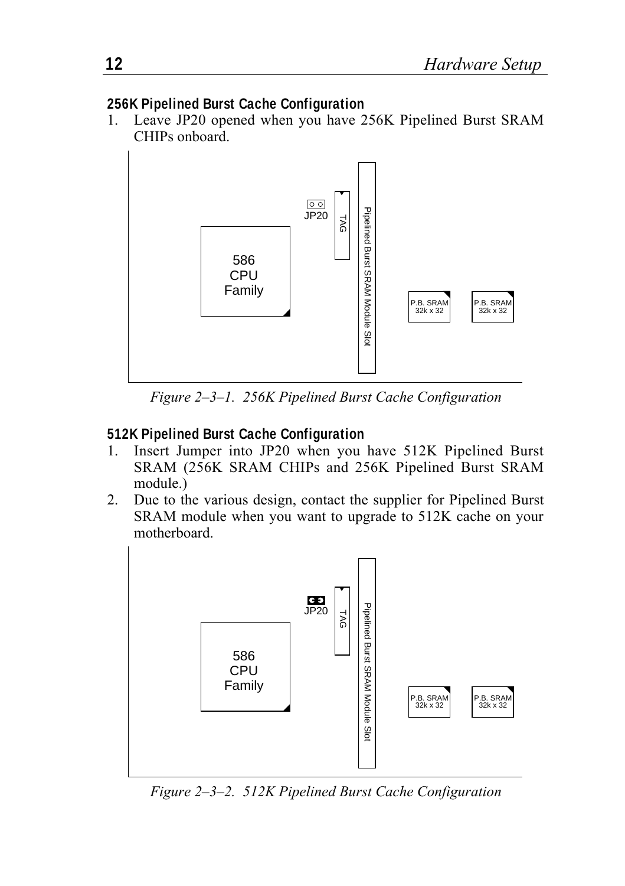## 256K Pipelined Burst Cache Configuration

1. Leave JP20 opened when you have 256K Pipelined Burst SRAM CHIPs onboard.

*Figure 2–3–1. 256K Pipelined Burst Cache Configuration*

## 512K Pipelined Burst Cache Configuration

1. Insert Jumper into JP20 when you have 512K Pipelined Burst SRAM (256K SRAM CHIPs and 256K Pipelined Burst SRAM module.)
2. Due to the various design, contact the supplier for Pipelined Burst SRAM module when you want to upgrade to 512K cache on your motherboard.

*Figure 2–3–2. 512K Pipelined Burst Cache Configuration*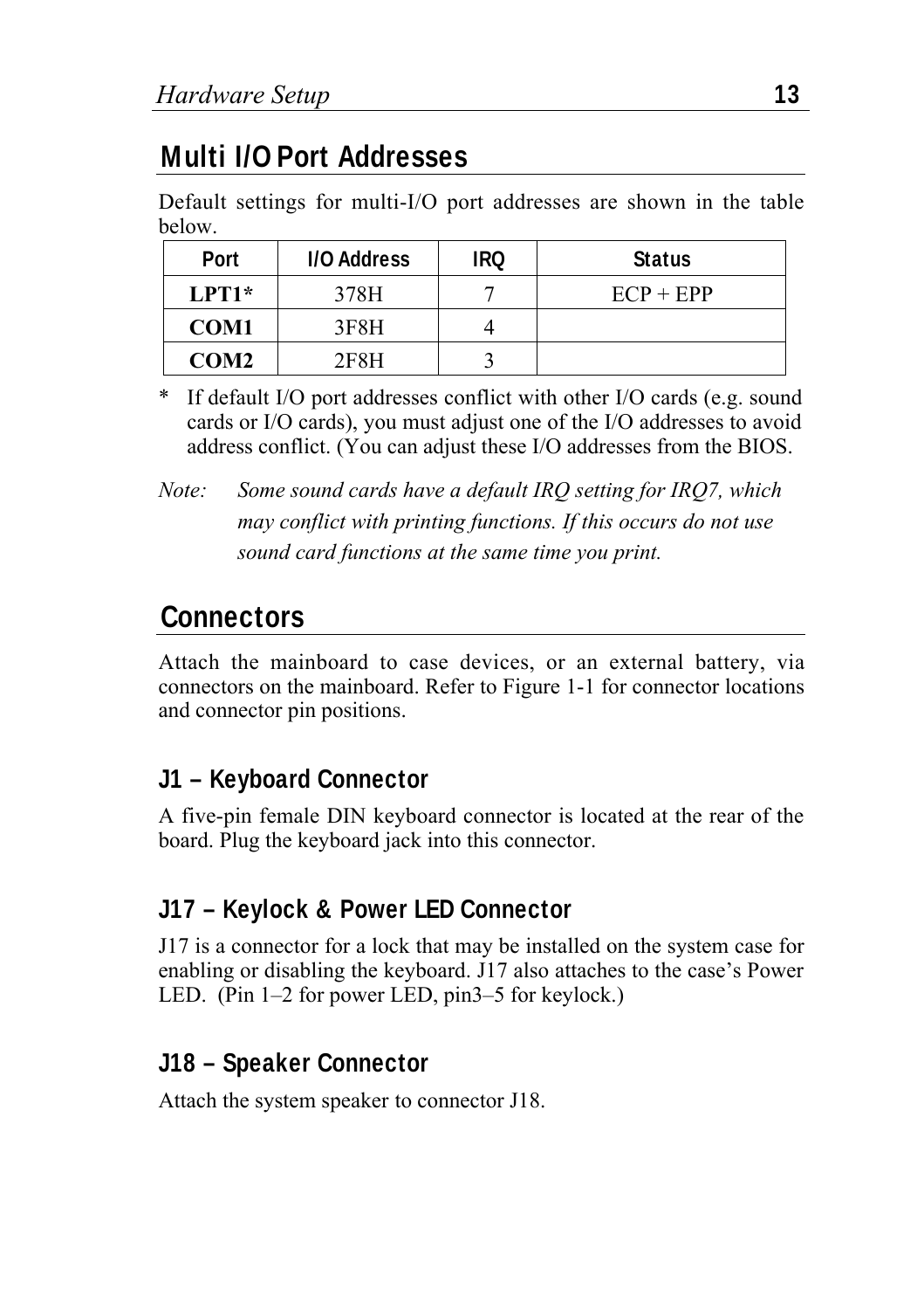## Multi I/O Port Addresses

Default settings for multi-I/O port addresses are shown in the table below.

| Port | I/O Address | IRQ | Status |
|---|---|---|---|
| **LPT1*** | 378H | 7 | ECP + EPP |
| **COM1** | 3F8H | 4 | |
| **COM2** | 2F8H | 3 | |

\* If default I/O port addresses conflict with other I/O cards (e.g. sound cards or I/O cards), you must adjust one of the I/O addresses to avoid address conflict. (You can adjust these I/O addresses from the BIOS.

*Note: Some sound cards have a default IRQ setting for IRQ7, which may conflict with printing functions. If this occurs do not use sound card functions at the same time you print.*

## Connectors

Attach the mainboard to case devices, or an external battery, via connectors on the mainboard. Refer to Figure 1-1 for connector locations and connector pin positions.

### J1 – Keyboard Connector

A five-pin female DIN keyboard connector is located at the rear of the board. Plug the keyboard jack into this connector.

### J17 – Keylock & Power LED Connector

J17 is a connector for a lock that may be installed on the system case for enabling or disabling the keyboard. J17 also attaches to the case's Power LED. (Pin 1–2 for power LED, pin3–5 for keylock.)

### J18 – Speaker Connector

Attach the system speaker to connector J18.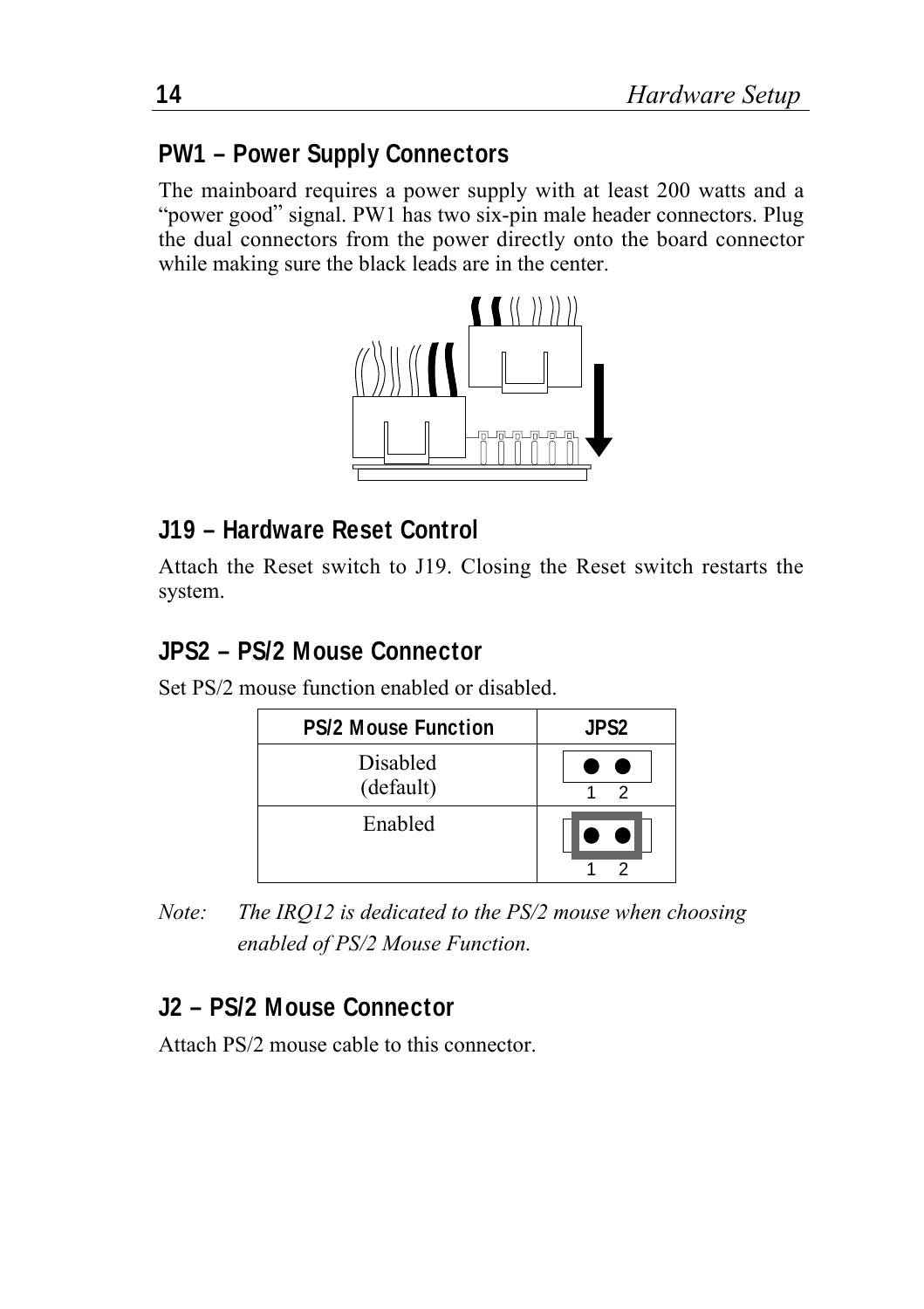## PW1 – Power Supply Connectors

The mainboard requires a power supply with at least 200 watts and a "power good" signal. PW1 has two six-pin male header connectors. Plug the dual connectors from the power directly onto the board connector while making sure the black leads are in the center.

## J19 – Hardware Reset Control

Attach the Reset switch to J19. Closing the Reset switch restarts the system.

## JPS2 – PS/2 Mouse Connector

Set PS/2 mouse function enabled or disabled.

| PS/2 Mouse Function | JPS2 |
|---|---|
| Disabled (default) | 1 2 (open) |
| Enabled | 1 2 (closed) |

*Note: The IRQ12 is dedicated to the PS/2 mouse when choosing enabled of PS/2 Mouse Function.*

## J2 – PS/2 Mouse Connector

Attach PS/2 mouse cable to this connector.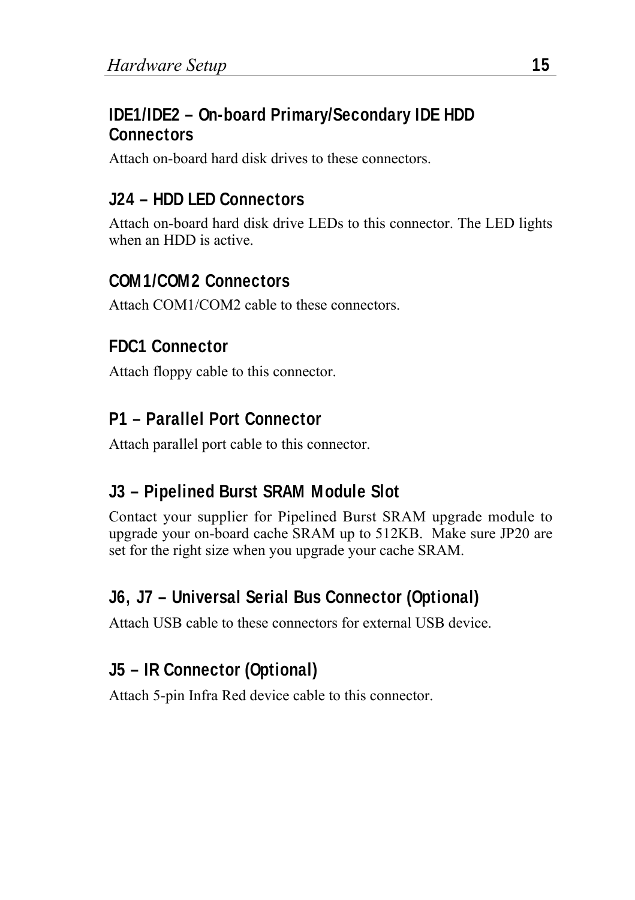### IDE1/IDE2 – On-board Primary/Secondary IDE HDD Connectors

Attach on-board hard disk drives to these connectors.

### J24 – HDD LED Connectors

Attach on-board hard disk drive LEDs to this connector. The LED lights when an HDD is active.

### COM1/COM2 Connectors

Attach COM1/COM2 cable to these connectors.

### FDC1 Connector

Attach floppy cable to this connector.

### P1 – Parallel Port Connector

Attach parallel port cable to this connector.

### J3 – Pipelined Burst SRAM Module Slot

Contact your supplier for Pipelined Burst SRAM upgrade module to upgrade your on-board cache SRAM up to 512KB. Make sure JP20 are set for the right size when you upgrade your cache SRAM.

### J6, J7 – Universal Serial Bus Connector (Optional)

Attach USB cable to these connectors for external USB device.

### J5 – IR Connector (Optional)

Attach 5-pin Infra Red device cable to this connector.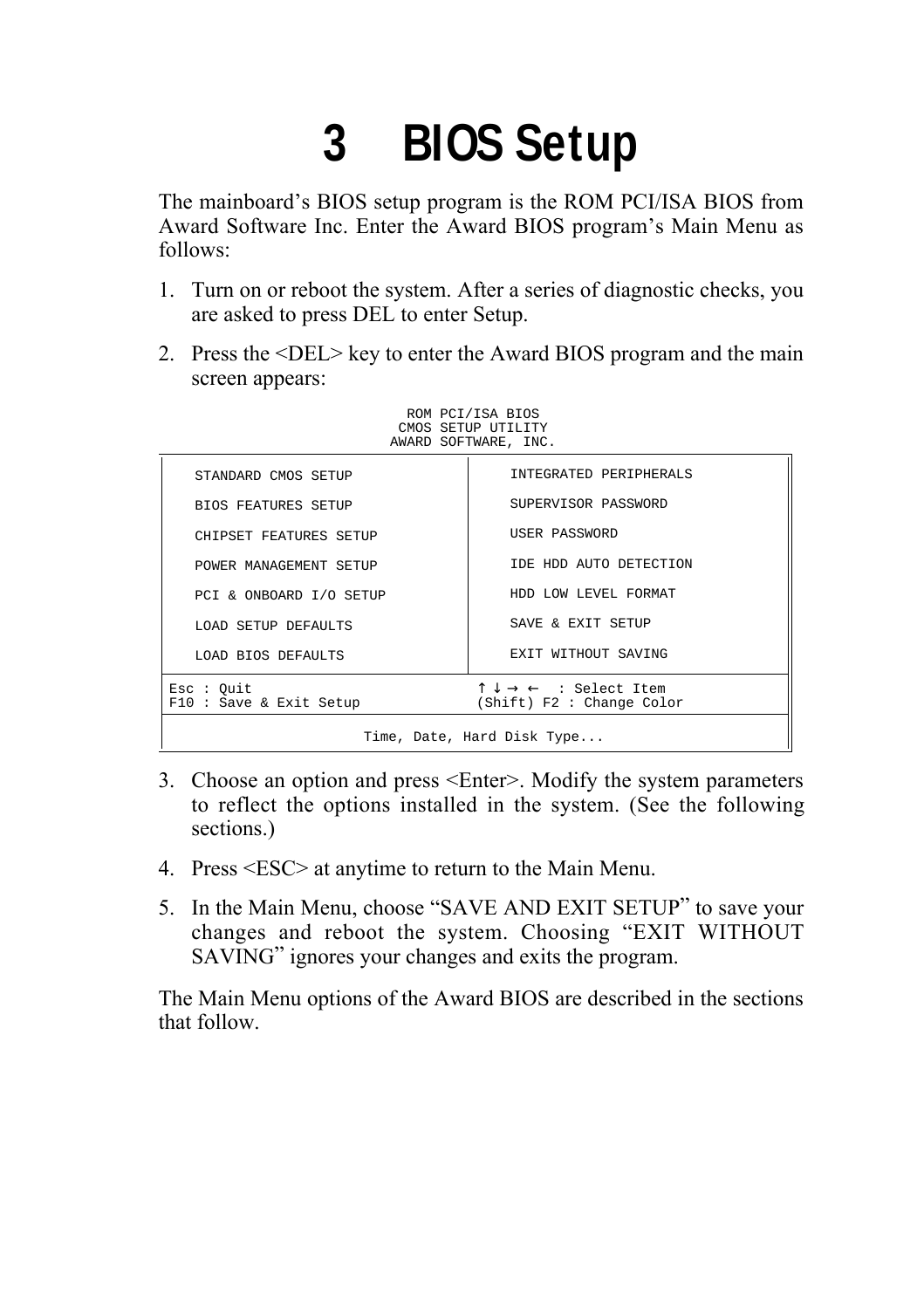# 3 BIOS Setup

The mainboard's BIOS setup program is the ROM PCI/ISA BIOS from Award Software Inc. Enter the Award BIOS program's Main Menu as follows:

1. Turn on or reboot the system. After a series of diagnostic checks, you are asked to press DEL to enter Setup.
2. Press the <DEL> key to enter the Award BIOS program and the main screen appears:

```
                    ROM PCI/ISA BIOS
                    CMOS SETUP UTILITY
                    AWARD SOFTWARE, INC.

  STANDARD CMOS SETUP             INTEGRATED PERIPHERALS
  BIOS FEATURES SETUP             SUPERVISOR PASSWORD
  CHIPSET FEATURES SETUP          USER PASSWORD
  POWER MANAGEMENT SETUP          IDE HDD AUTO DETECTION
  PCI & ONBOARD I/O SETUP         HDD LOW LEVEL FORMAT
  LOAD SETUP DEFAULTS             SAVE & EXIT SETUP
  LOAD BIOS DEFAULTS              EXIT WITHOUT SAVING

Esc : Quit                        ↑ ↓ → ←  : Select Item
F10 : Save & Exit Setup           (Shift) F2 : Change Color

               Time, Date, Hard Disk Type...
```

3. Choose an option and press <Enter>. Modify the system parameters to reflect the options installed in the system. (See the following sections.)
4. Press <ESC> at anytime to return to the Main Menu.
5. In the Main Menu, choose "SAVE AND EXIT SETUP" to save your changes and reboot the system. Choosing "EXIT WITHOUT SAVING" ignores your changes and exits the program.

The Main Menu options of the Award BIOS are described in the sections that follow.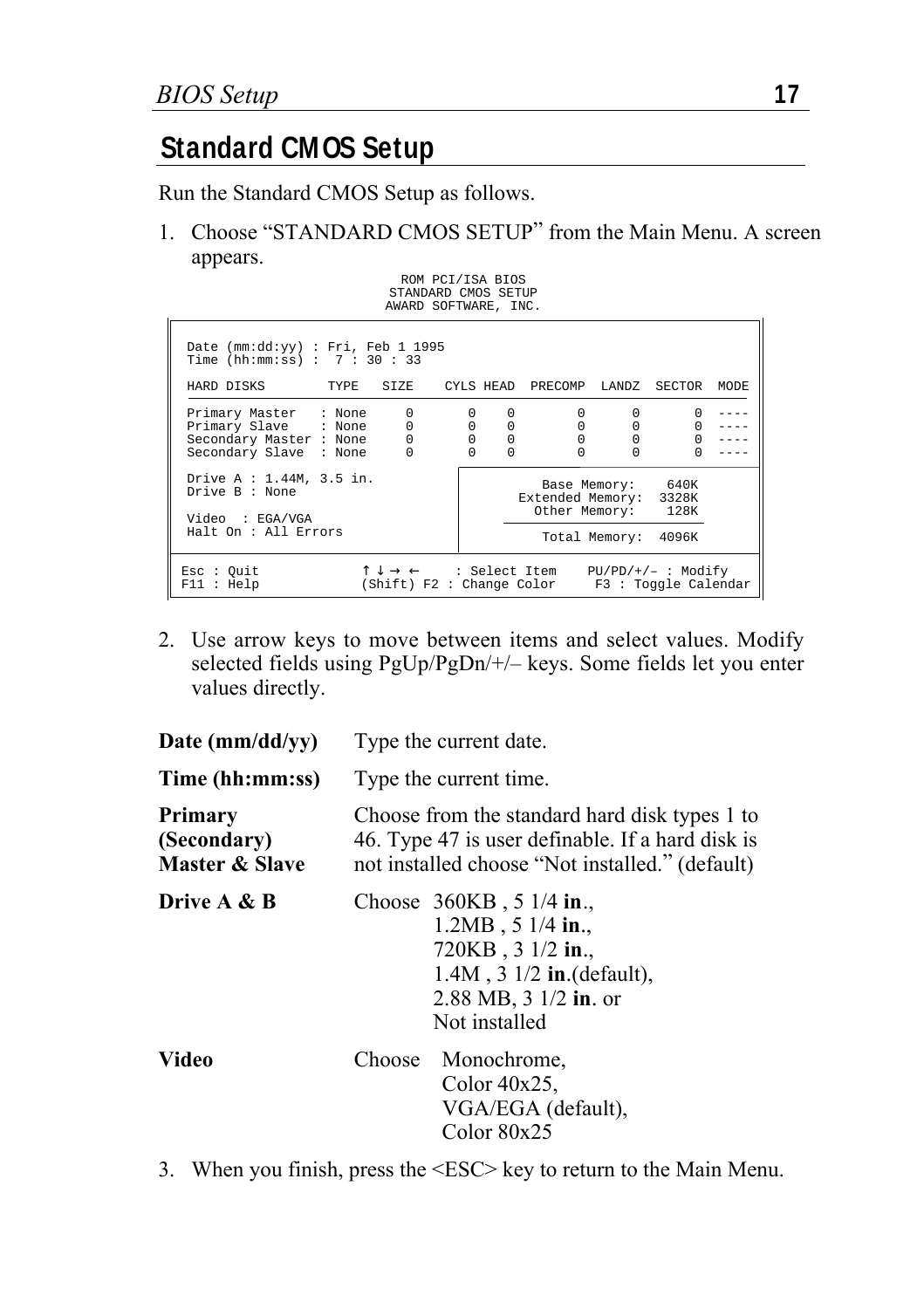## Standard CMOS Setup

Run the Standard CMOS Setup as follows.

1. Choose "STANDARD CMOS SETUP" from the Main Menu. A screen appears.

```
                          ROM PCI/ISA BIOS
                         STANDARD CMOS SETUP
                        AWARD SOFTWARE, INC.

 Date (mm:dd:yy) : Fri, Feb 1 1995
 Time (hh:mm:ss) :  7 : 30 : 33

 HARD DISKS        TYPE   SIZE    CYLS HEAD  PRECOMP  LANDZ  SECTOR  MODE

 Primary Master   : None     0       0    0        0      0       0  ----
 Primary Slave    : None     0       0    0        0      0       0  ----
 Secondary Master : None     0       0    0        0      0       0  ----
 Secondary Slave  : None     0       0    0        0      0       0  ----

 Drive A : 1.44M, 3.5 in.
 Drive B : None                        Base Memory:    640K
                                   Extended Memory:  3328K
 Video  : EGA/VGA                     Other Memory:    128K
 Halt On : All Errors
                                      Total Memory:  4096K

 Esc : Quit            ↑ ↓ → ←     : Select Item    PU/PD/+/– : Modify
 F11 : Help            (Shift) F2 : Change Color     F3 : Toggle Calendar
```

2. Use arrow keys to move between items and select values. Modify selected fields using PgUp/PgDn/+/– keys. Some fields let you enter values directly.

**Date (mm/dd/yy)** Type the current date.

**Time (hh:mm:ss)** Type the current time.

**Primary (Secondary) Master & Slave** Choose from the standard hard disk types 1 to 46. Type 47 is user definable. If a hard disk is not installed choose "Not installed." (default)

**Drive A & B** Choose 360KB , 5 1/4 **in**.,
1.2MB , 5 1/4 **in**.,
720KB , 3 1/2 **in**.,
1.4M , 3 1/2 **in**.(default),
2.88 MB, 3 1/2 **in**. or
Not installed

**Video** Choose Monochrome,
Color 40x25,
VGA/EGA (default),
Color 80x25

3. When you finish, press the <ESC> key to return to the Main Menu.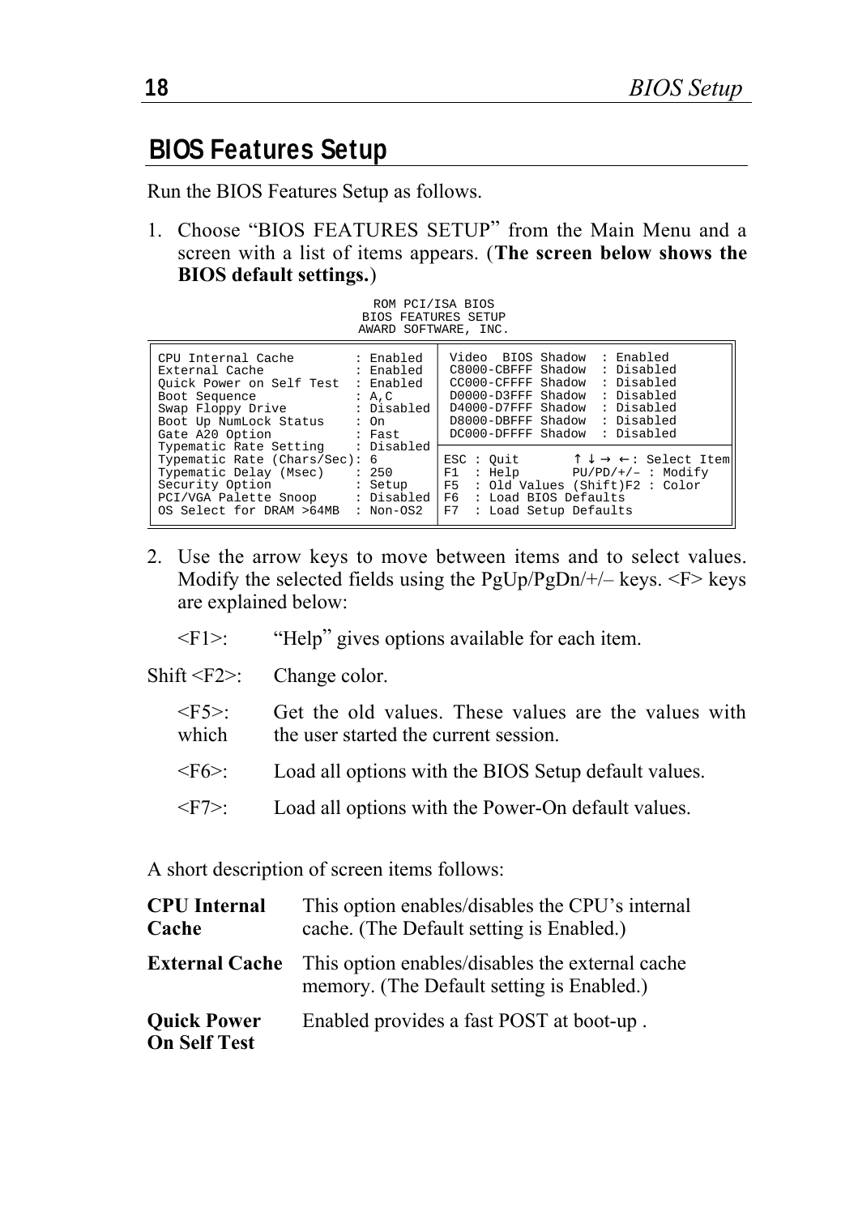## BIOS Features Setup

Run the BIOS Features Setup as follows.

1. Choose "BIOS FEATURES SETUP" from the Main Menu and a screen with a list of items appears. (**The screen below shows the BIOS default settings.**)

```
                          ROM PCI/ISA BIOS
                         BIOS FEATURES SETUP
                        AWARD SOFTWARE, INC.

CPU Internal Cache        : Enabled  | Video  BIOS Shadow  : Enabled
External Cache            : Enabled  | C8000-CBFFF Shadow  : Disabled
Quick Power on Self Test  : Enabled  | CC000-CFFFF Shadow  : Disabled
Boot Sequence             : A,C      | D0000-D3FFF Shadow  : Disabled
Swap Floppy Drive         : Disabled | D4000-D7FFF Shadow  : Disabled
Boot Up NumLock Status    : On       | D8000-DBFFF Shadow  : Disabled
Gate A20 Option           : Fast     | DC000-DFFFF Shadow  : Disabled
Typematic Rate Setting    : Disabled |
Typematic Rate (Chars/Sec): 6        | ESC : Quit      ↑ ↓ → ←: Select Item
Typematic Delay (Msec)    : 250      | F1  : Help       PU/PD/+/– : Modify
Security Option           : Setup    | F5  : Old Values (Shift)F2 : Color
PCI/VGA Palette Snoop     : Disabled | F6  : Load BIOS Defaults
OS Select for DRAM >64MB  : Non-OS2  | F7  : Load Setup Defaults
```

2. Use the arrow keys to move between items and to select values. Modify the selected fields using the PgUp/PgDn/+/– keys. <F> keys are explained below:

<F1>: "Help" gives options available for each item.

Shift <F2>: Change color.

<F5>: Get the old values. These values are the values with which the user started the current session.

<F6>: Load all options with the BIOS Setup default values.

<F7>: Load all options with the Power-On default values.

A short description of screen items follows:

**CPU Internal Cache** This option enables/disables the CPU's internal cache. (The Default setting is Enabled.)

**External Cache** This option enables/disables the external cache memory. (The Default setting is Enabled.)

**Quick Power On Self Test** Enabled provides a fast POST at boot-up .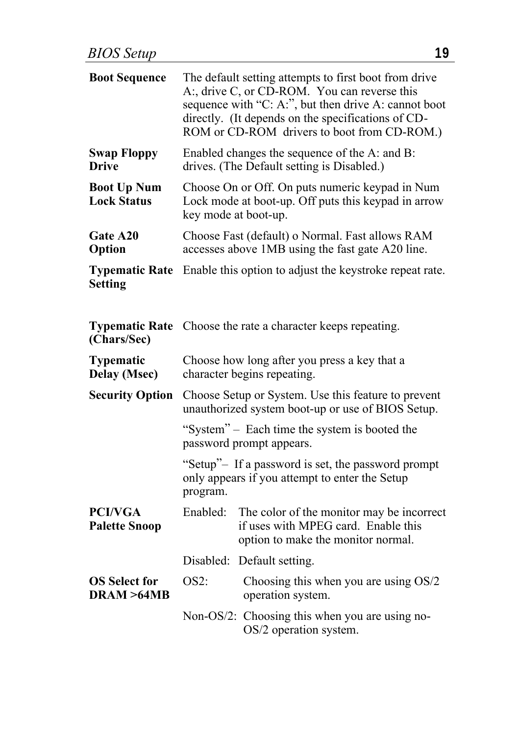| | |
|---|---|
| **Boot Sequence** | The default setting attempts to first boot from drive A:, drive C, or CD-ROM.  You can reverse this sequence with "C: A:", but then drive A: cannot boot directly.  (It depends on the specifications of CD-ROM or CD-ROM  drivers to boot from CD-ROM.) |
| **Swap Floppy Drive** | Enabled changes the sequence of the A: and B: drives. (The Default setting is Disabled.) |
| **Boot Up Num Lock Status** | Choose On or Off. On puts numeric keypad in Num Lock mode at boot-up. Off puts this keypad in arrow key mode at boot-up. |
| **Gate A20 Option** | Choose Fast (default) o Normal. Fast allows RAM accesses above 1MB using the fast gate A20 line. |
| **Typematic Rate Setting** | Enable this option to adjust the keystroke repeat rate. |
| **Typematic Rate (Chars/Sec)** | Choose the rate a character keeps repeating. |
| **Typematic Delay (Msec)** | Choose how long after you press a key that a character begins repeating. |
| **Security Option** | Choose Setup or System. Use this feature to prevent unauthorized system boot-up or use of BIOS Setup.<br><br>"System" –  Each time the system is booted the password prompt appears.<br><br>"Setup"–  If a password is set, the password prompt only appears if you attempt to enter the Setup program. |
| **PCI/VGA Palette Snoop** | Enabled:   The color of the monitor may be incorrect if uses with MPEG card.  Enable this option to make the monitor normal.<br><br>Disabled:   Default setting. |
| **OS Select for DRAM >64MB** | OS2:   Choosing this when you are using OS/2 operation system.<br><br>Non-OS/2:  Choosing this when you are using no-OS/2 operation system. |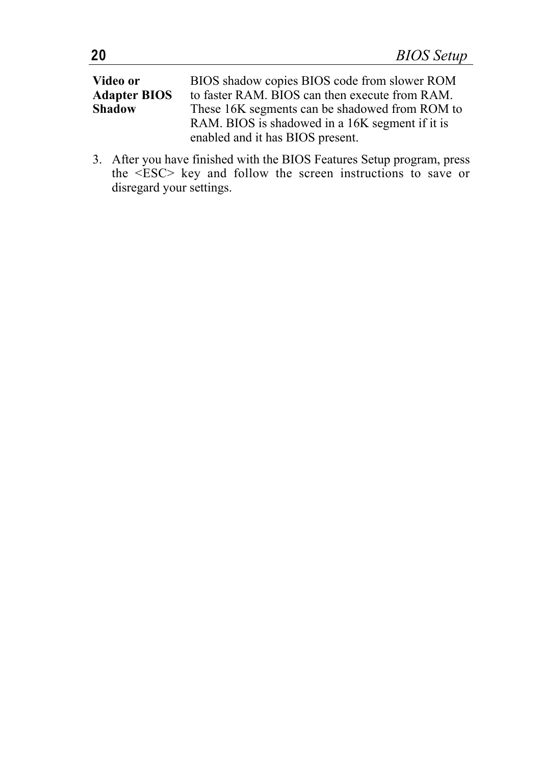| | |
|---|---|
| **Video or Adapter BIOS Shadow** | BIOS shadow copies BIOS code from slower ROM to faster RAM. BIOS can then execute from RAM. These 16K segments can be shadowed from ROM to RAM. BIOS is shadowed in a 16K segment if it is enabled and it has BIOS present. |

3. After you have finished with the BIOS Features Setup program, press the <ESC> key and follow the screen instructions to save or disregard your settings.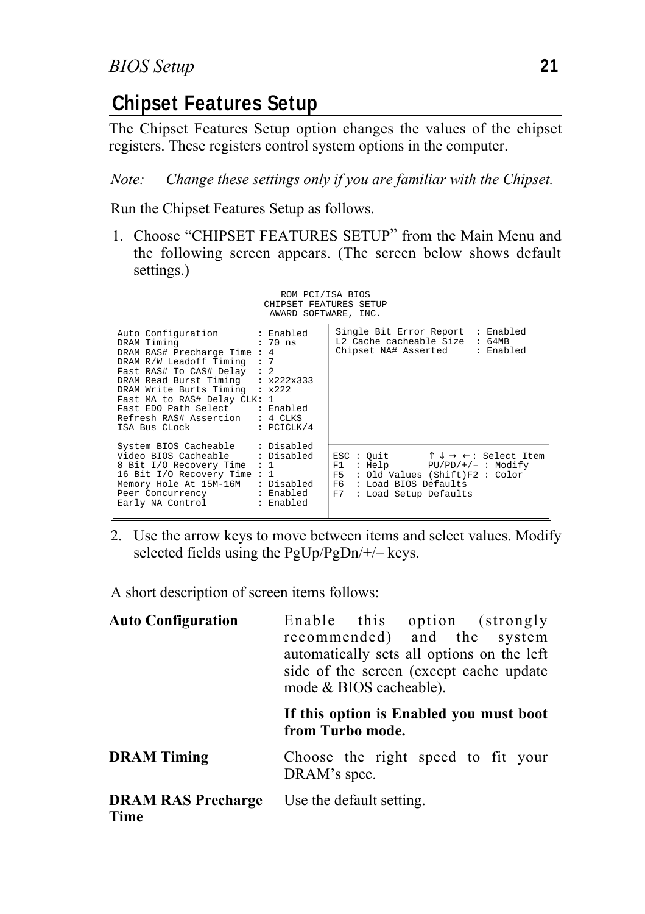## Chipset Features Setup

The Chipset Features Setup option changes the values of the chipset registers. These registers control system options in the computer.

*Note: Change these settings only if you are familiar with the Chipset.*

Run the Chipset Features Setup as follows.

1. Choose "CHIPSET FEATURES SETUP" from the Main Menu and the following screen appears. (The screen below shows default settings.)

```
                         ROM PCI/ISA BIOS
                      CHIPSET FEATURES SETUP
                       AWARD SOFTWARE, INC.

Auto Configuration       : Enabled    Single Bit Error Report  : Enabled
DRAM Timing              : 70 ns      L2 Cache cacheable Size  : 64MB
DRAM RAS# Precharge Time : 4          Chipset NA# Asserted     : Enabled
DRAM R/W Leadoff Timing  : 7
Fast RAS# To CAS# Delay  : 2
DRAM Read Burst Timing   : x222x333
DRAM Write Burts Timing  : x222
Fast MA to RAS# Delay CLK: 1
Fast EDO Path Select     : Enabled
Refresh RAS# Assertion   : 4 CLKS
ISA Bus CLock            : PCICLK/4

System BIOS Cacheable    : Disabled
Video BIOS Cacheable     : Disabled   ESC : Quit        ↑ ↓ → ←: Select Item
8 Bit I/O Recovery Time  : 1          F1  : Help        PU/PD/+/– : Modify
16 Bit I/O Recovery Time : 1          F5  : Old Values (Shift)F2 : Color
Memory Hole At 15M-16M   : Disabled   F6  : Load BIOS Defaults
Peer Concurrency         : Enabled    F7  : Load Setup Defaults
Early NA Control         : Enabled
```

2. Use the arrow keys to move between items and select values. Modify selected fields using the PgUp/PgDn/+/– keys.

A short description of screen items follows:

**Auto Configuration** — Enable this option (strongly recommended) and the system automatically sets all options on the left side of the screen (except cache update mode & BIOS cacheable).

**If this option is Enabled you must boot from Turbo mode.**

**DRAM Timing** — Choose the right speed to fit your DRAM's spec.

**DRAM RAS Precharge Time** — Use the default setting.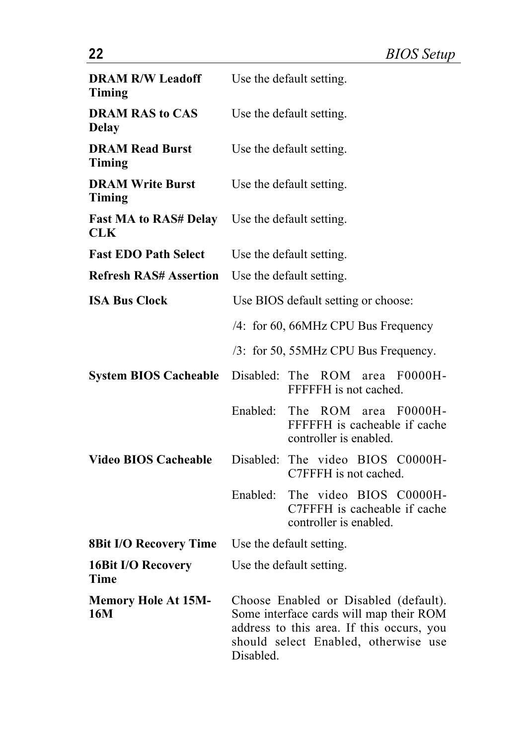| | |
|---|---|
| **DRAM R/W Leadoff Timing** | Use the default setting. |
| **DRAM RAS to CAS Delay** | Use the default setting. |
| **DRAM Read Burst Timing** | Use the default setting. |
| **DRAM Write Burst Timing** | Use the default setting. |
| **Fast MA to RAS# Delay CLK** | Use the default setting. |
| **Fast EDO Path Select** | Use the default setting. |
| **Refresh RAS# Assertion** | Use the default setting. |
| **ISA Bus Clock** | Use BIOS default setting or choose: |
| | /4: for 60, 66MHz CPU Bus Frequency |
| | /3: for 50, 55MHz CPU Bus Frequency. |
| **System BIOS Cacheable** | Disabled: The ROM area F0000H-FFFFFH is not cached. |
| | Enabled: The ROM area F0000H-FFFFFH is cacheable if cache controller is enabled. |
| **Video BIOS Cacheable** | Disabled: The video BIOS C0000H-C7FFFH is not cached. |
| | Enabled: The video BIOS C0000H-C7FFFH is cacheable if cache controller is enabled. |
| **8Bit I/O Recovery Time** | Use the default setting. |
| **16Bit I/O Recovery Time** | Use the default setting. |
| **Memory Hole At 15M-16M** | Choose Enabled or Disabled (default). Some interface cards will map their ROM address to this area. If this occurs, you should select Enabled, otherwise use Disabled. |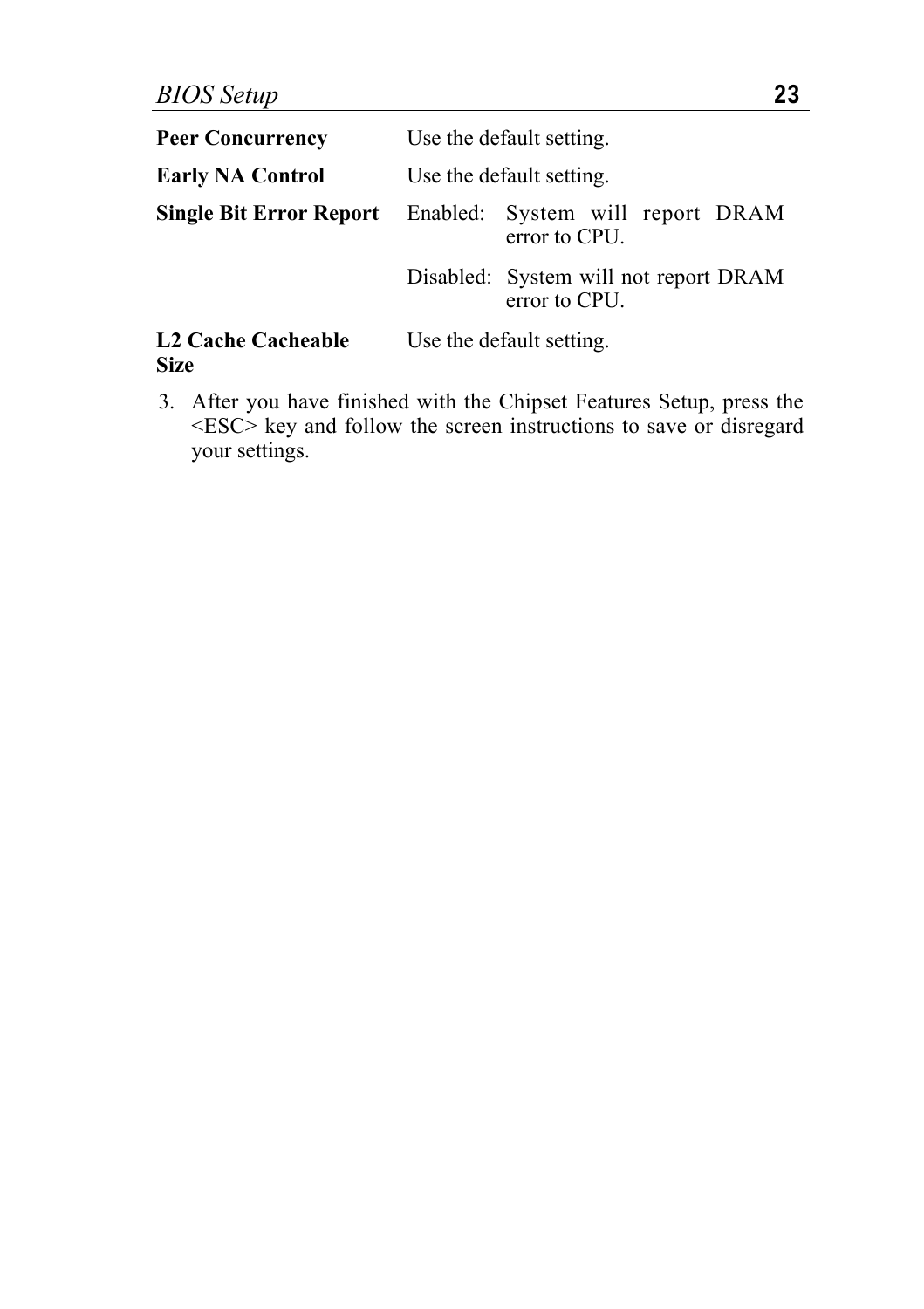| | |
|---|---|
| **Peer Concurrency** | Use the default setting. |
| **Early NA Control** | Use the default setting. |
| **Single Bit Error Report** | Enabled: System will report DRAM error to CPU. |
| | Disabled: System will not report DRAM error to CPU. |
| **L2 Cache Cacheable Size** | Use the default setting. |

3. After you have finished with the Chipset Features Setup, press the <ESC> key and follow the screen instructions to save or disregard your settings.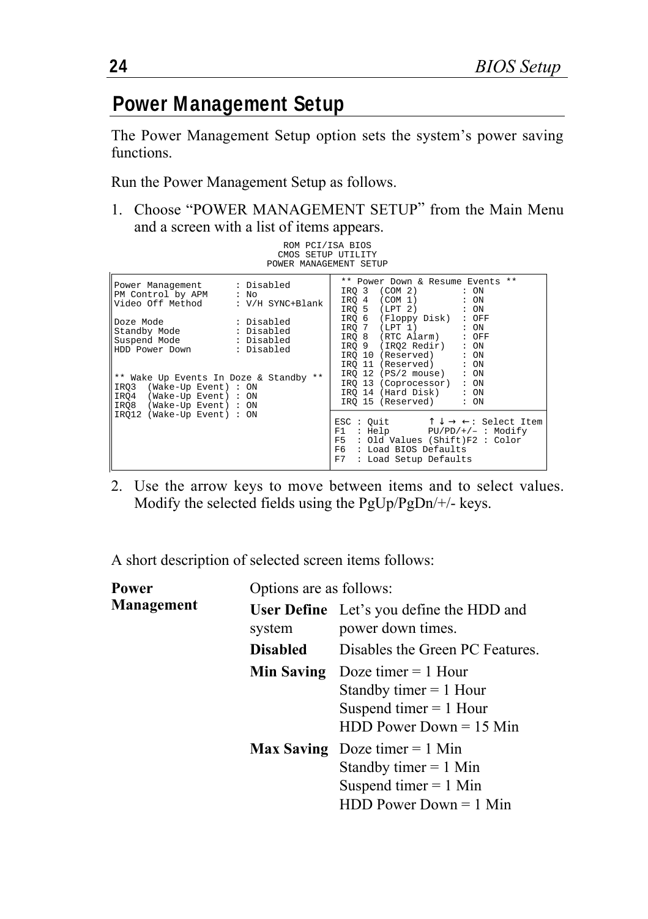## Power Management Setup

The Power Management Setup option sets the system's power saving functions.

Run the Power Management Setup as follows.

1. Choose "POWER MANAGEMENT SETUP" from the Main Menu and a screen with a list of items appears.

```
                              ROM PCI/ISA BIOS
                              CMOS SETUP UTILITY
                            POWER MANAGEMENT SETUP

Power Management      : Disabled         ** Power Down & Resume Events **
PM Control by APM     : No                IRQ 3  (COM 2)        : ON
Video Off Method      : V/H SYNC+Blank    IRQ 4  (COM 1)        : ON
                                          IRQ 5  (LPT 2)        : ON
Doze Mode             : Disabled          IRQ 6  (Floppy Disk)  : OFF
Standby Mode          : Disabled          IRQ 7  (LPT 1)        : ON
Suspend Mode          : Disabled          IRQ 8  (RTC Alarm)    : OFF
HDD Power Down        : Disabled          IRQ 9  (IRQ2 Redir)   : ON
                                          IRQ 10 (Reserved)     : ON
                                          IRQ 11 (Reserved)     : ON
** Wake Up Events In Doze & Standby **    IRQ 12 (PS/2 mouse)   : ON
IRQ3  (Wake-Up Event) : ON                IRQ 13 (Coprocessor)  : ON
IRQ4  (Wake-Up Event) : ON                IRQ 14 (Hard Disk)    : ON
IRQ8  (Wake-Up Event) : ON                IRQ 15 (Reserved)     : ON
IRQ12 (Wake-Up Event) : ON
                                         ESC : Quit       ↑ ↓ → ← : Select Item
                                         F1  : Help       PU/PD/+/- : Modify
                                         F5  : Old Values (Shift)F2 : Color
                                         F6  : Load BIOS Defaults
                                         F7  : Load Setup Defaults
```

2. Use the arrow keys to move between items and to select values. Modify the selected fields using the PgUp/PgDn/+/- keys.

A short description of selected screen items follows:

**Power Management**

Options are as follows:

| | |
|---|---|
| **User Define** system | Let's you define the HDD and power down times. |
| **Disabled** | Disables the Green PC Features. |
| **Min Saving** | Doze timer = 1 Hour<br>Standby timer = 1 Hour<br>Suspend timer = 1 Hour<br>HDD Power Down = 15 Min |
| **Max Saving** | Doze timer = 1 Min<br>Standby timer = 1 Min<br>Suspend timer = 1 Min<br>HDD Power Down = 1 Min |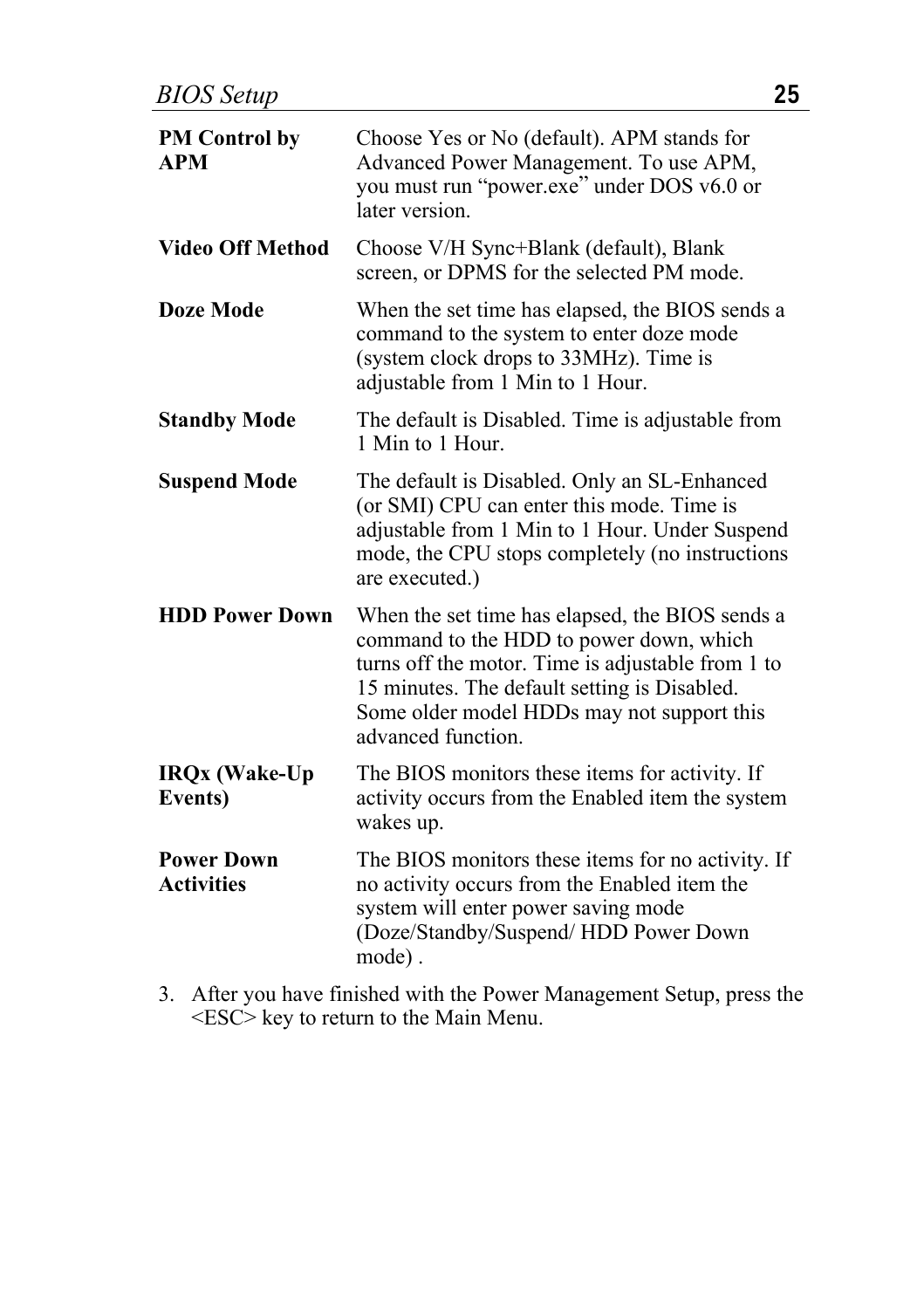| | |
|---|---|
| **PM Control by APM** | Choose Yes or No (default). APM stands for Advanced Power Management. To use APM, you must run “power.exe” under DOS v6.0 or later version. |
| **Video Off Method** | Choose V/H Sync+Blank (default), Blank screen, or DPMS for the selected PM mode. |
| **Doze Mode** | When the set time has elapsed, the BIOS sends a command to the system to enter doze mode (system clock drops to 33MHz). Time is adjustable from 1 Min to 1 Hour. |
| **Standby Mode** | The default is Disabled. Time is adjustable from 1 Min to 1 Hour. |
| **Suspend Mode** | The default is Disabled. Only an SL-Enhanced (or SMI) CPU can enter this mode. Time is adjustable from 1 Min to 1 Hour. Under Suspend mode, the CPU stops completely (no instructions are executed.) |
| **HDD Power Down** | When the set time has elapsed, the BIOS sends a command to the HDD to power down, which turns off the motor. Time is adjustable from 1 to 15 minutes. The default setting is Disabled. Some older model HDDs may not support this advanced function. |
| **IRQx (Wake-Up Events)** | The BIOS monitors these items for activity. If activity occurs from the Enabled item the system wakes up. |
| **Power Down Activities** | The BIOS monitors these items for no activity. If no activity occurs from the Enabled item the system will enter power saving mode (Doze/Standby/Suspend/ HDD Power Down mode) . |

3. After you have finished with the Power Management Setup, press the <ESC> key to return to the Main Menu.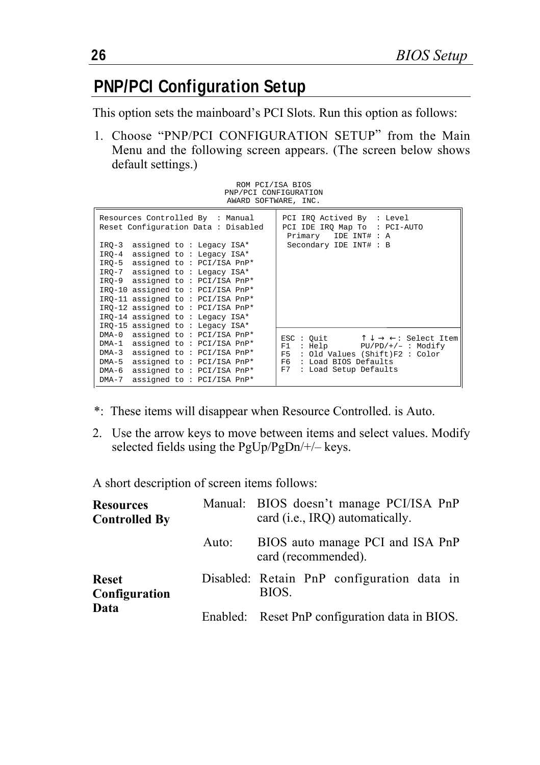## PNP/PCI Configuration Setup

This option sets the mainboard's PCI Slots. Run this option as follows:

1. Choose "PNP/PCI CONFIGURATION SETUP" from the Main Menu and the following screen appears. (The screen below shows default settings.)

```
                        ROM PCI/ISA BIOS
                      PNP/PCI CONFIGURATION
                      AWARD SOFTWARE, INC.

Resources Controlled By  : Manual      PCI IRQ Actived By  : Level
Reset Configuration Data : Disabled    PCI IDE IRQ Map To  : PCI-AUTO
                                        Primary   IDE INT# : A
IRQ-3  assigned to : Legacy ISA*        Secondary IDE INT# : B
IRQ-4  assigned to : Legacy ISA*
IRQ-5  assigned to : PCI/ISA PnP*
IRQ-7  assigned to : Legacy ISA*
IRQ-9  assigned to : PCI/ISA PnP*
IRQ-10 assigned to : PCI/ISA PnP*
IRQ-11 assigned to : PCI/ISA PnP*
IRQ-12 assigned to : PCI/ISA PnP*
IRQ-14 assigned to : Legacy ISA*
IRQ-15 assigned to : Legacy ISA*
DMA-0  assigned to : PCI/ISA PnP*      ESC : Quit       ↑ ↓ → ←: Select Item
DMA-1  assigned to : PCI/ISA PnP*      F1  : Help       PU/PD/+/– : Modify
DMA-3  assigned to : PCI/ISA PnP*      F5  : Old Values (Shift)F2 : Color
DMA-5  assigned to : PCI/ISA PnP*      F6  : Load BIOS Defaults
DMA-6  assigned to : PCI/ISA PnP*      F7  : Load Setup Defaults
DMA-7  assigned to : PCI/ISA PnP*
```

*: These items will disappear when Resource Controlled. is Auto.

2. Use the arrow keys to move between items and select values. Modify selected fields using the PgUp/PgDn/+/– keys.

A short description of screen items follows:

| | | |
|---|---|---|
| **Resources Controlled By** | Manual: | BIOS doesn't manage PCI/ISA PnP card (i.e., IRQ) automatically. |
| | Auto: | BIOS auto manage PCI and ISA PnP card (recommended). |
| **Reset Configuration Data** | Disabled: | Retain PnP configuration data in BIOS. |
| | Enabled: | Reset PnP configuration data in BIOS. |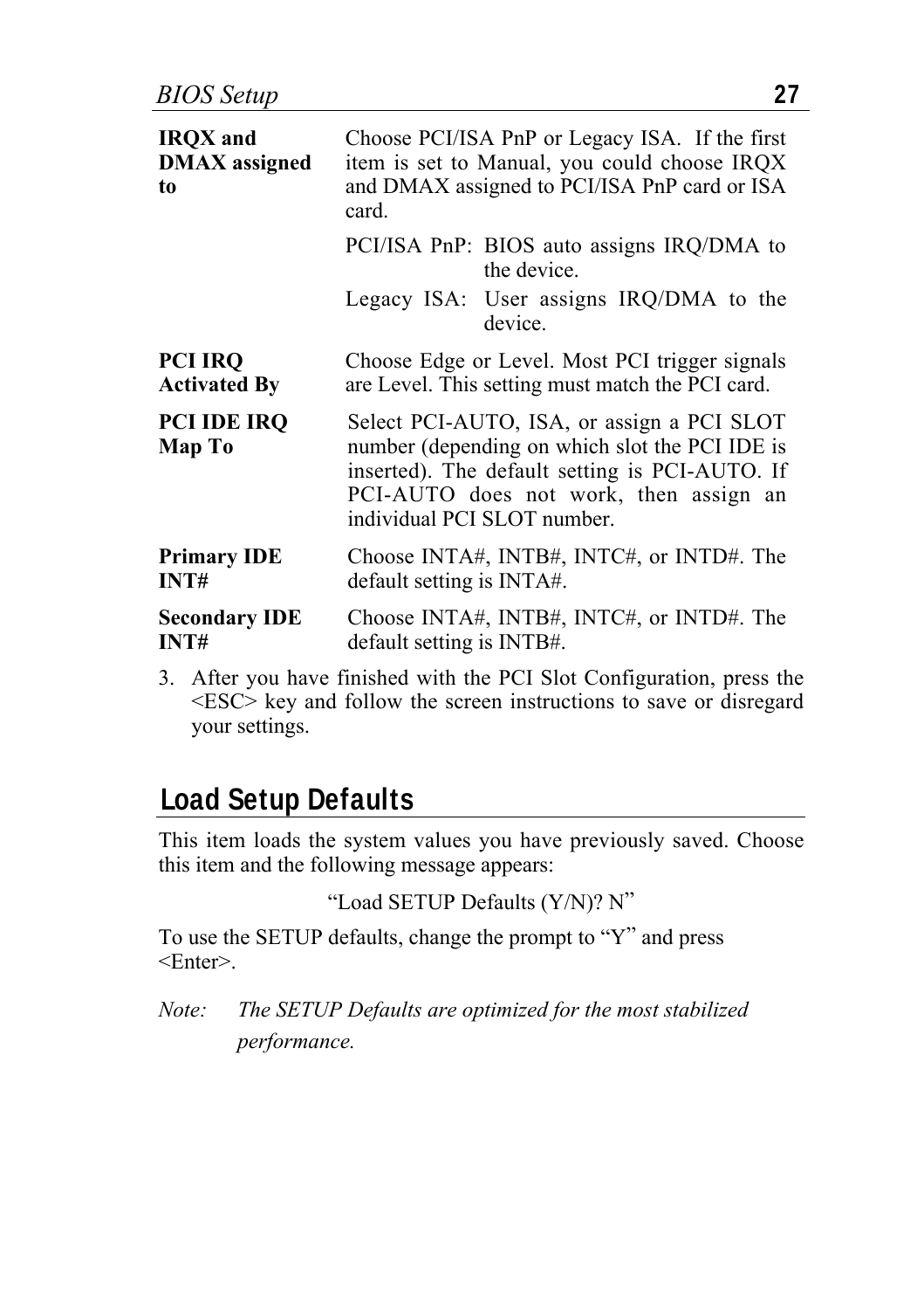| | |
|---|---|
| **IRQX and DMAX assigned to** | Choose PCI/ISA PnP or Legacy ISA. If the first item is set to Manual, you could choose IRQX and DMAX assigned to PCI/ISA PnP card or ISA card.<br><br>PCI/ISA PnP: BIOS auto assigns IRQ/DMA to the device.<br>Legacy ISA: User assigns IRQ/DMA to the device. |
| **PCI IRQ Activated By** | Choose Edge or Level. Most PCI trigger signals are Level. This setting must match the PCI card. |
| **PCI IDE IRQ Map To** | Select PCI-AUTO, ISA, or assign a PCI SLOT number (depending on which slot the PCI IDE is inserted). The default setting is PCI-AUTO. If PCI-AUTO does not work, then assign an individual PCI SLOT number. |
| **Primary IDE INT#** | Choose INTA#, INTB#, INTC#, or INTD#. The default setting is INTA#. |
| **Secondary IDE INT#** | Choose INTA#, INTB#, INTC#, or INTD#. The default setting is INTB#. |

3. After you have finished with the PCI Slot Configuration, press the <ESC> key and follow the screen instructions to save or disregard your settings.

## Load Setup Defaults

This item loads the system values you have previously saved. Choose this item and the following message appears:

"Load SETUP Defaults (Y/N)? N"

To use the SETUP defaults, change the prompt to "Y" and press <Enter>.

*Note: The SETUP Defaults are optimized for the most stabilized performance.*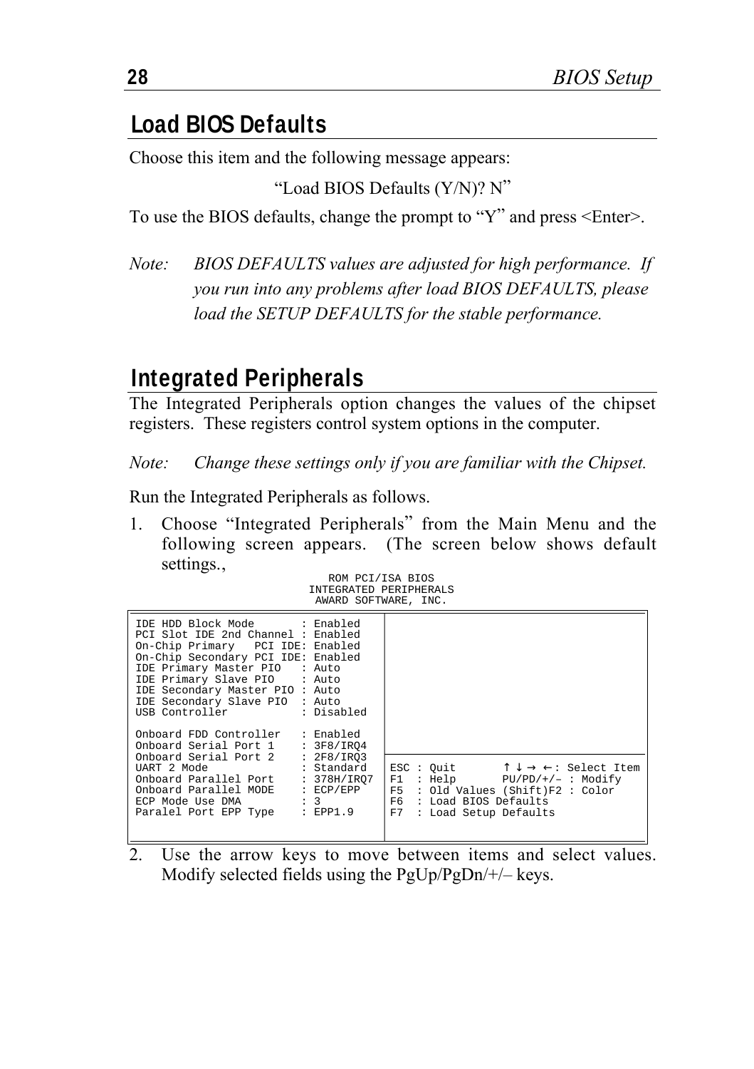## Load BIOS Defaults

Choose this item and the following message appears:

"Load BIOS Defaults (Y/N)? N"

To use the BIOS defaults, change the prompt to "Y" and press <Enter>.

*Note: BIOS DEFAULTS values are adjusted for high performance. If you run into any problems after load BIOS DEFAULTS, please load the SETUP DEFAULTS for the stable performance.*

## Integrated Peripherals

The Integrated Peripherals option changes the values of the chipset registers. These registers control system options in the computer.

*Note: Change these settings only if you are familiar with the Chipset.*

Run the Integrated Peripherals as follows.

1. Choose "Integrated Peripherals" from the Main Menu and the following screen appears. (The screen below shows default settings.,

```
                         ROM PCI/ISA BIOS
                      INTEGRATED PERIPHERALS
                       AWARD SOFTWARE, INC.

IDE HDD Block Mode       : Enabled
PCI Slot IDE 2nd Channel : Enabled
On-Chip Primary   PCI IDE: Enabled
On-Chip Secondary PCI IDE: Enabled
IDE Primary Master PIO   : Auto
IDE Primary Slave PIO    : Auto
IDE Secondary Master PIO : Auto
IDE Secondary Slave PIO  : Auto
USB Controller           : Disabled

Onboard FDD Controller   : Enabled
Onboard Serial Port 1    : 3F8/IRQ4
Onboard Serial Port 2    : 2F8/IRQ3
UART 2 Mode              : Standard
Onboard Parallel Port    : 378H/IRQ7
Onboard Parallel MODE    : ECP/EPP
ECP Mode Use DMA         : 3
Paralel Port EPP Type    : EPP1.9

ESC : Quit        ↑ ↓ → ←: Select Item
F1  : Help        PU/PD/+/– : Modify
F5  : Old Values (Shift)F2 : Color
F6  : Load BIOS Defaults
F7  : Load Setup Defaults
```

2. Use the arrow keys to move between items and select values. Modify selected fields using the PgUp/PgDn/+/– keys.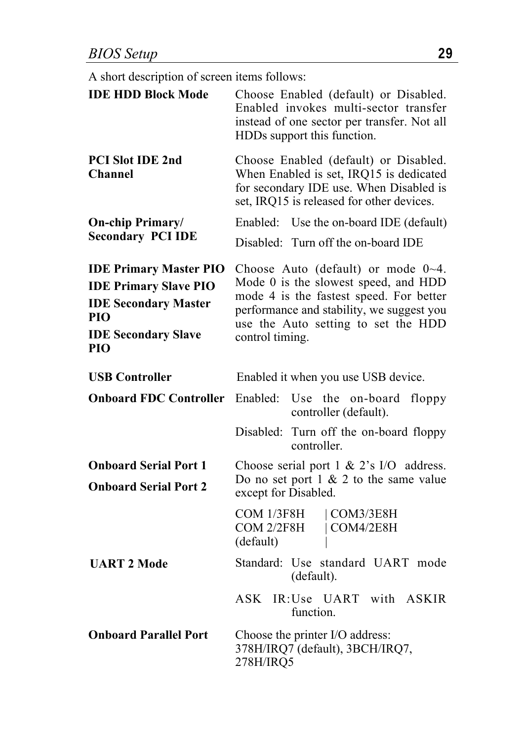A short description of screen items follows:

| | |
|---|---|
| **IDE HDD Block Mode** | Choose Enabled (default) or Disabled. Enabled invokes multi-sector transfer instead of one sector per transfer. Not all HDDs support this function. |
| **PCI Slot IDE 2nd Channel** | Choose Enabled (default) or Disabled. When Enabled is set, IRQ15 is dedicated for secondary IDE use. When Disabled is set, IRQ15 is released for other devices. |
| **On-chip Primary/ Secondary PCI IDE** | Enabled: Use the on-board IDE (default)<br>Disabled: Turn off the on-board IDE |
| **IDE Primary Master PIO**<br>**IDE Primary Slave PIO**<br>**IDE Secondary Master PIO**<br>**IDE Secondary Slave PIO** | Choose Auto (default) or mode 0~4. Mode 0 is the slowest speed, and HDD mode 4 is the fastest speed. For better performance and stability, we suggest you use the Auto setting to set the HDD control timing. |
| **USB Controller** | Enabled it when you use USB device. |
| **Onboard FDC Controller** | Enabled: Use the on-board floppy controller (default).<br>Disabled: Turn off the on-board floppy controller. |
| **Onboard Serial Port 1**<br>**Onboard Serial Port 2** | Choose serial port 1 & 2's I/O address. Do no set port 1 & 2 to the same value except for Disabled.<br>COM 1/3F8H \| COM3/3E8H<br>COM 2/2F8H \| COM4/2E8H<br>(default) \| |
| **UART 2 Mode** | Standard: Use standard UART mode (default).<br>ASK IR: Use UART with ASKIR function. |
| **Onboard Parallel Port** | Choose the printer I/O address:<br>378H/IRQ7 (default), 3BCH/IRQ7, 278H/IRQ5 |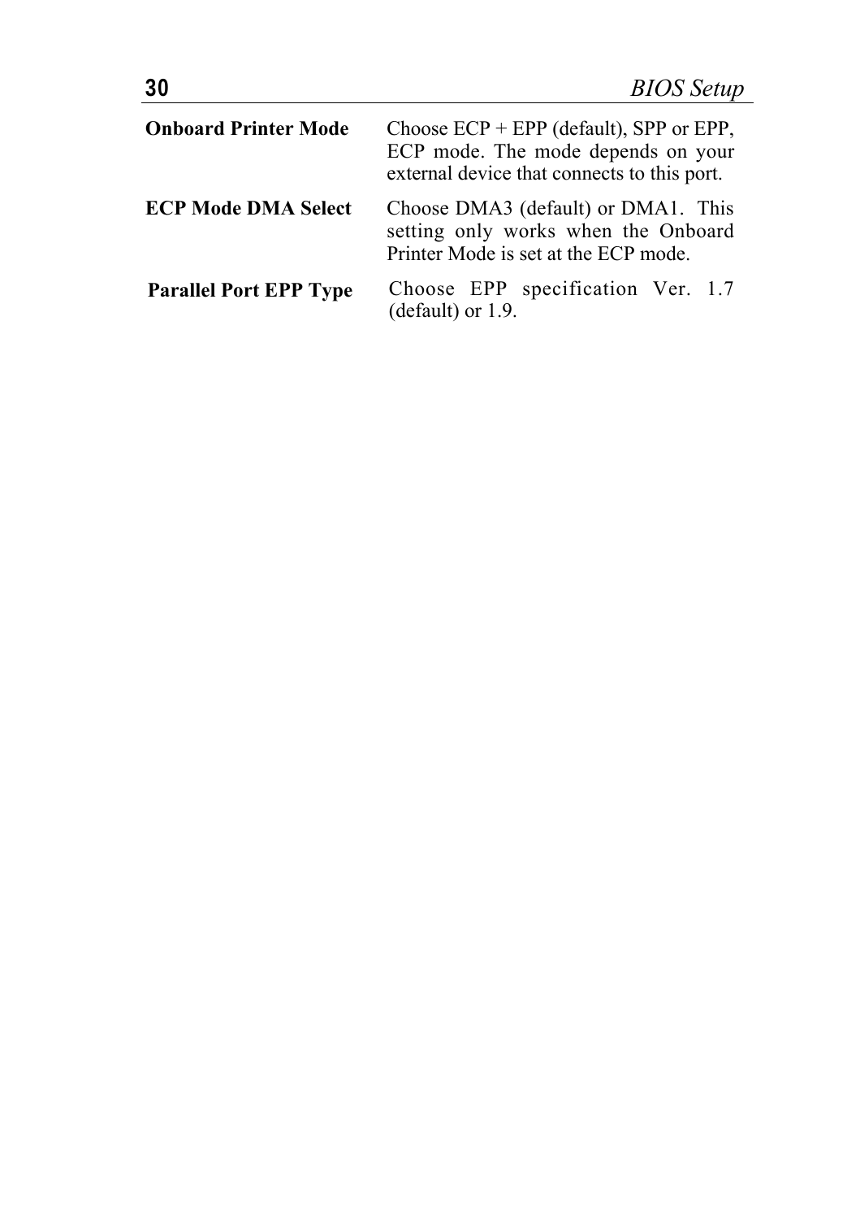| | |
|---|---|
| **Onboard Printer Mode** | Choose ECP + EPP (default), SPP or EPP, ECP mode. The mode depends on your external device that connects to this port. |
| **ECP Mode DMA Select** | Choose DMA3 (default) or DMA1. This setting only works when the Onboard Printer Mode is set at the ECP mode. |
| **Parallel Port EPP Type** | Choose EPP specification Ver. 1.7 (default) or 1.9. |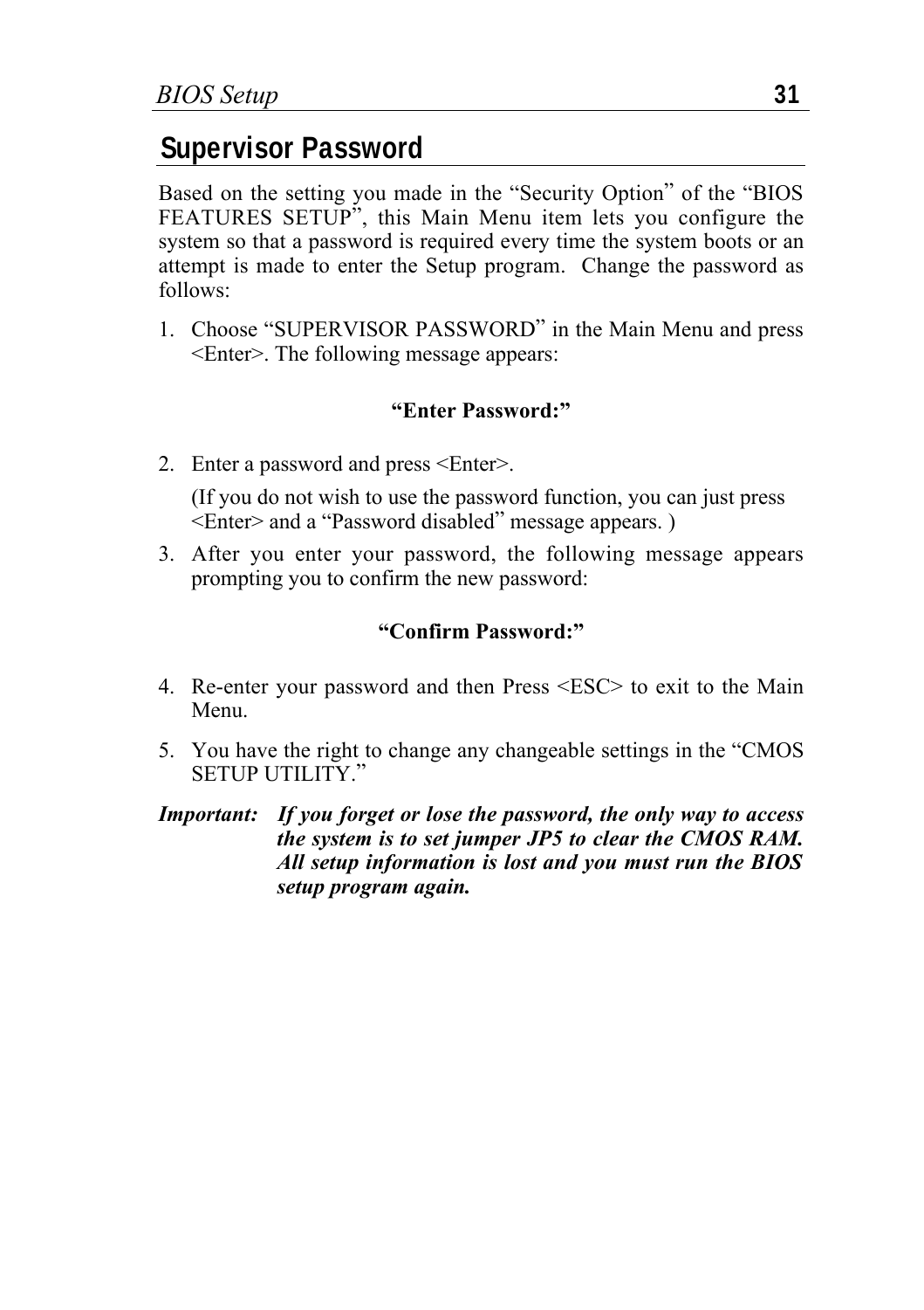## Supervisor Password

Based on the setting you made in the "Security Option" of the "BIOS FEATURES SETUP", this Main Menu item lets you configure the system so that a password is required every time the system boots or an attempt is made to enter the Setup program. Change the password as follows:

1. Choose "SUPERVISOR PASSWORD" in the Main Menu and press <Enter>. The following message appears:

   **"Enter Password:"**

2. Enter a password and press <Enter>.

   (If you do not wish to use the password function, you can just press <Enter> and a "Password disabled" message appears. )

3. After you enter your password, the following message appears prompting you to confirm the new password:

   **"Confirm Password:"**

4. Re-enter your password and then Press <ESC> to exit to the Main Menu.

5. You have the right to change any changeable settings in the "CMOS SETUP UTILITY."

***Important:*** ***If you forget or lose the password, the only way to access the system is to set jumper JP5 to clear the CMOS RAM. All setup information is lost and you must run the BIOS setup program again.***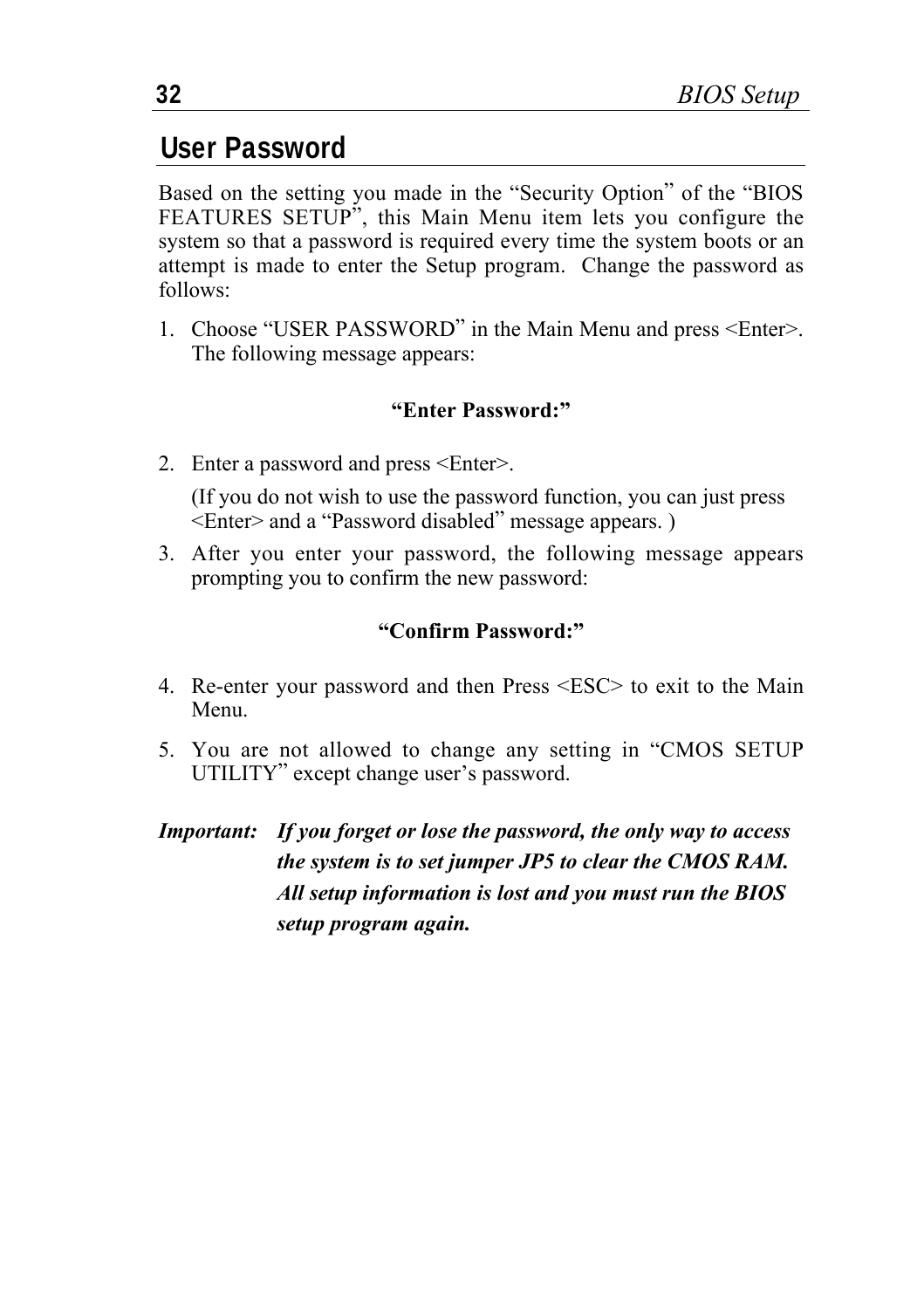## User Password

Based on the setting you made in the "Security Option" of the "BIOS FEATURES SETUP", this Main Menu item lets you configure the system so that a password is required every time the system boots or an attempt is made to enter the Setup program. Change the password as follows:

1. Choose "USER PASSWORD" in the Main Menu and press <Enter>. The following message appears:

   **"Enter Password:"**

2. Enter a password and press <Enter>.

   (If you do not wish to use the password function, you can just press <Enter> and a "Password disabled" message appears. )

3. After you enter your password, the following message appears prompting you to confirm the new password:

   **"Confirm Password:"**

4. Re-enter your password and then Press <ESC> to exit to the Main Menu.

5. You are not allowed to change any setting in "CMOS SETUP UTILITY" except change user's password.

***Important:*** ***If you forget or lose the password, the only way to access the system is to set jumper JP5 to clear the CMOS RAM. All setup information is lost and you must run the BIOS setup program again.***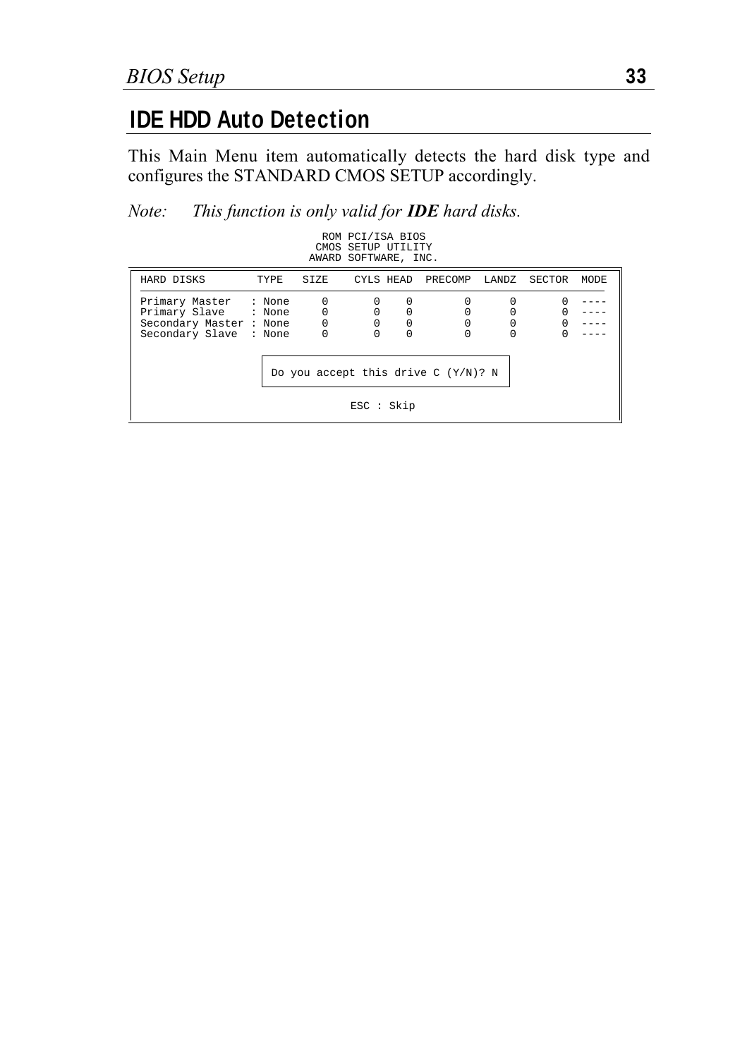## IDE HDD Auto Detection

This Main Menu item automatically detects the hard disk type and configures the STANDARD CMOS SETUP accordingly.

*Note:* *This function is only valid for* ***IDE*** *hard disks.*

```
                         ROM PCI/ISA BIOS
                        CMOS SETUP UTILITY
                       AWARD SOFTWARE, INC.

HARD DISKS         TYPE   SIZE   CYLS HEAD  PRECOMP  LANDZ  SECTOR  MODE

Primary Master   : None    0       0    0        0      0       0   ----
Primary Slave    : None    0       0    0        0      0       0   ----
Secondary Master : None    0       0    0        0      0       0   ----
Secondary Slave  : None    0       0    0        0      0       0   ----

                  Do you accept this drive C (Y/N)? N

                              ESC : Skip
```